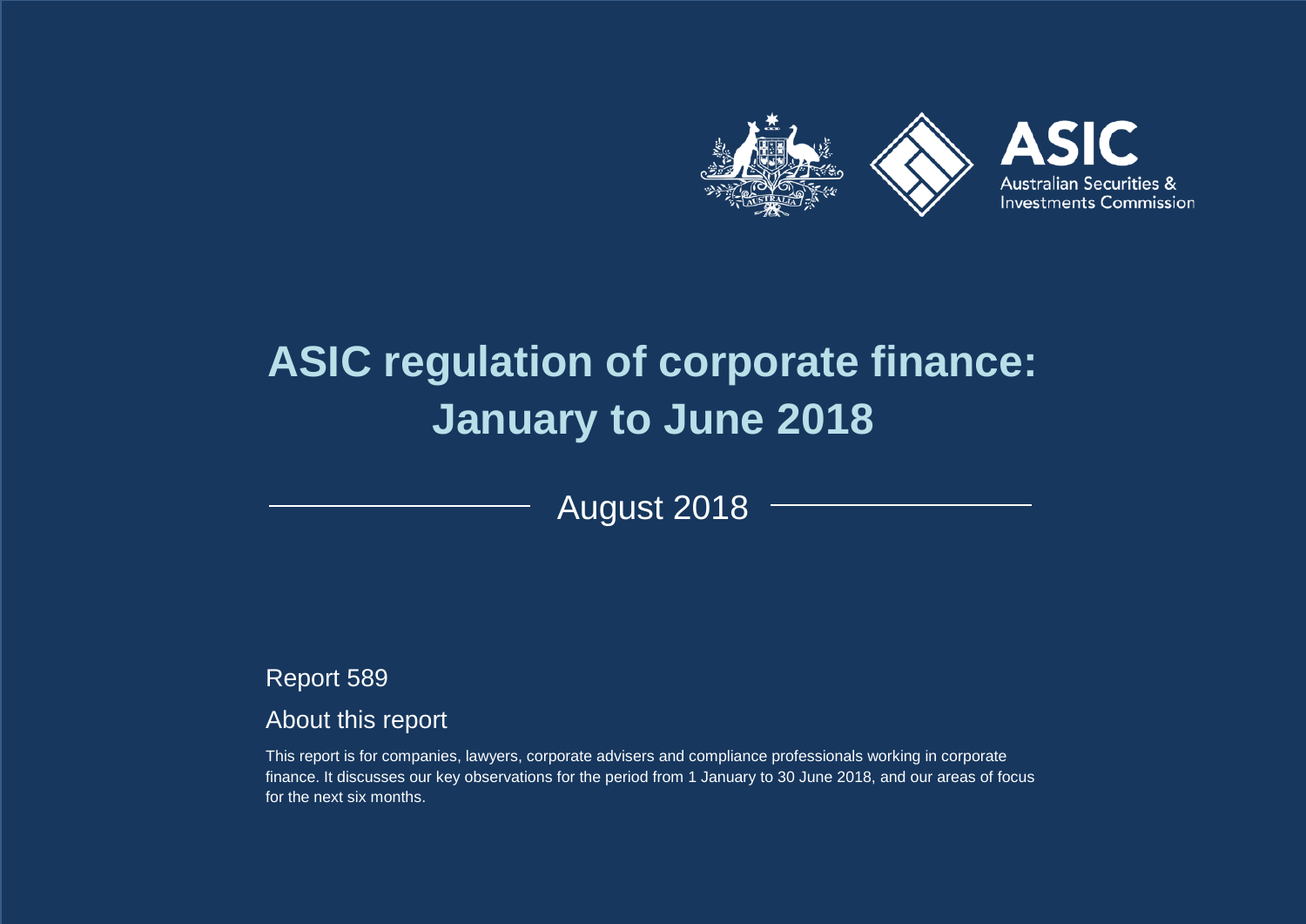Australian Securities & Investments Commission

# ASIC regulation of corporate finance: January to June 2018

August 2018

Report 589

## About this report

This report is for companies, lawyers, corporate advisers and compliance professionals working in corporate finance. It discusses our key observations for the period from 1 January to 30 June 2018, and our areas of focus for the next six months.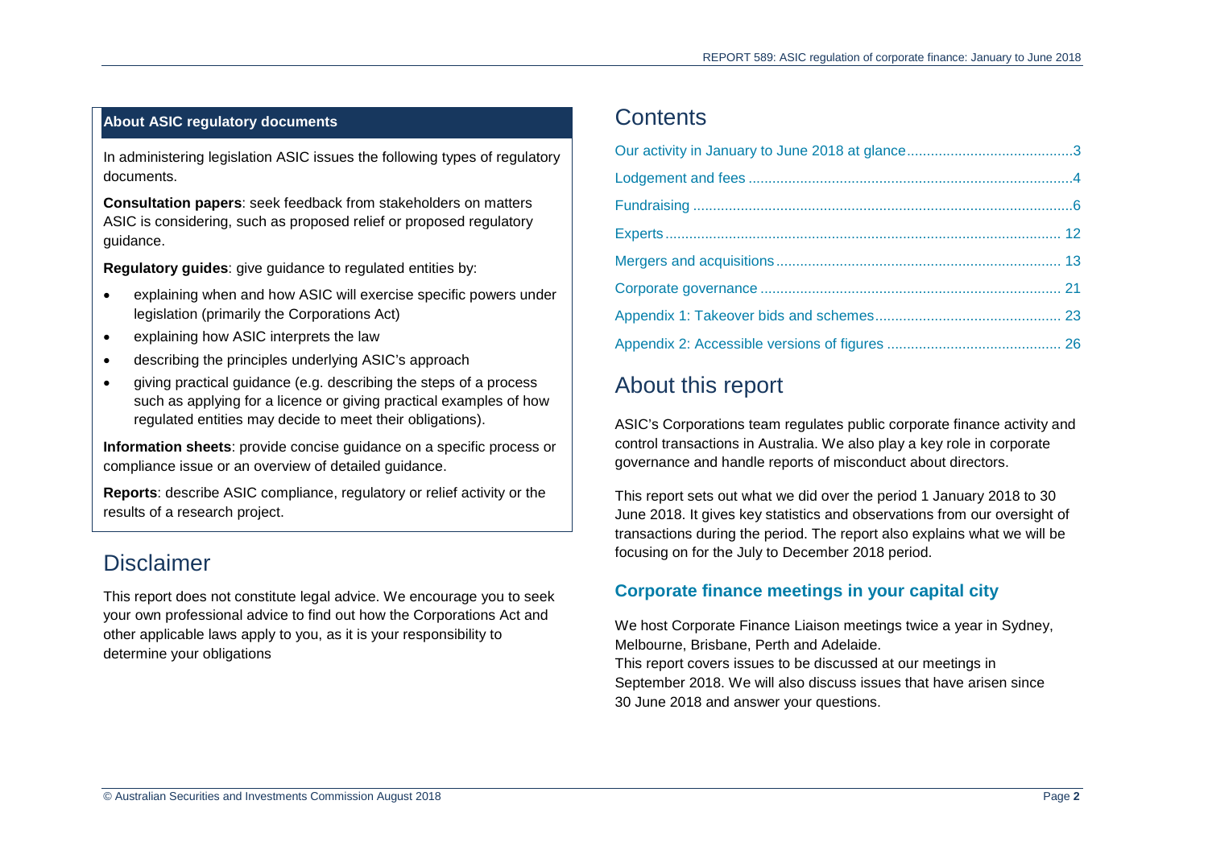**About ASIC regulatory documents**

In administering legislation ASIC issues the following types of regulatory documents.

**Consultation papers**: seek feedback from stakeholders on matters ASIC is considering, such as proposed relief or proposed regulatory guidance.

**Regulatory guides**: give guidance to regulated entities by:

- explaining when and how ASIC will exercise specific powers under legislation (primarily the Corporations Act)
- explaining how ASIC interprets the law
- describing the principles underlying ASIC's approach
- giving practical guidance (e.g. describing the steps of a process such as applying for a licence or giving practical examples of how regulated entities may decide to meet their obligations).

**Information sheets**: provide concise guidance on a specific process or compliance issue or an overview of detailed guidance.

**Reports**: describe ASIC compliance, regulatory or relief activity or the results of a research project.

## Disclaimer

This report does not constitute legal advice. We encourage you to seek your own professional advice to find out how the Corporations Act and other applicable laws apply to you, as it is your responsibility to determine your obligations

## Contents

- Our activity in January to June 2018 at glance .......... 3
- Lodgement and fees .......... 4
- Fundraising .......... 6
- Experts .......... 12
- Mergers and acquisitions .......... 13
- Corporate governance .......... 21
- Appendix 1: Takeover bids and schemes .......... 23
- Appendix 2: Accessible versions of figures .......... 26

## About this report

ASIC's Corporations team regulates public corporate finance activity and control transactions in Australia. We also play a key role in corporate governance and handle reports of misconduct about directors.

This report sets out what we did over the period 1 January 2018 to 30 June 2018. It gives key statistics and observations from our oversight of transactions during the period. The report also explains what we will be focusing on for the July to December 2018 period.

### Corporate finance meetings in your capital city

We host Corporate Finance Liaison meetings twice a year in Sydney, Melbourne, Brisbane, Perth and Adelaide.
This report covers issues to be discussed at our meetings in September 2018. We will also discuss issues that have arisen since 30 June 2018 and answer your questions.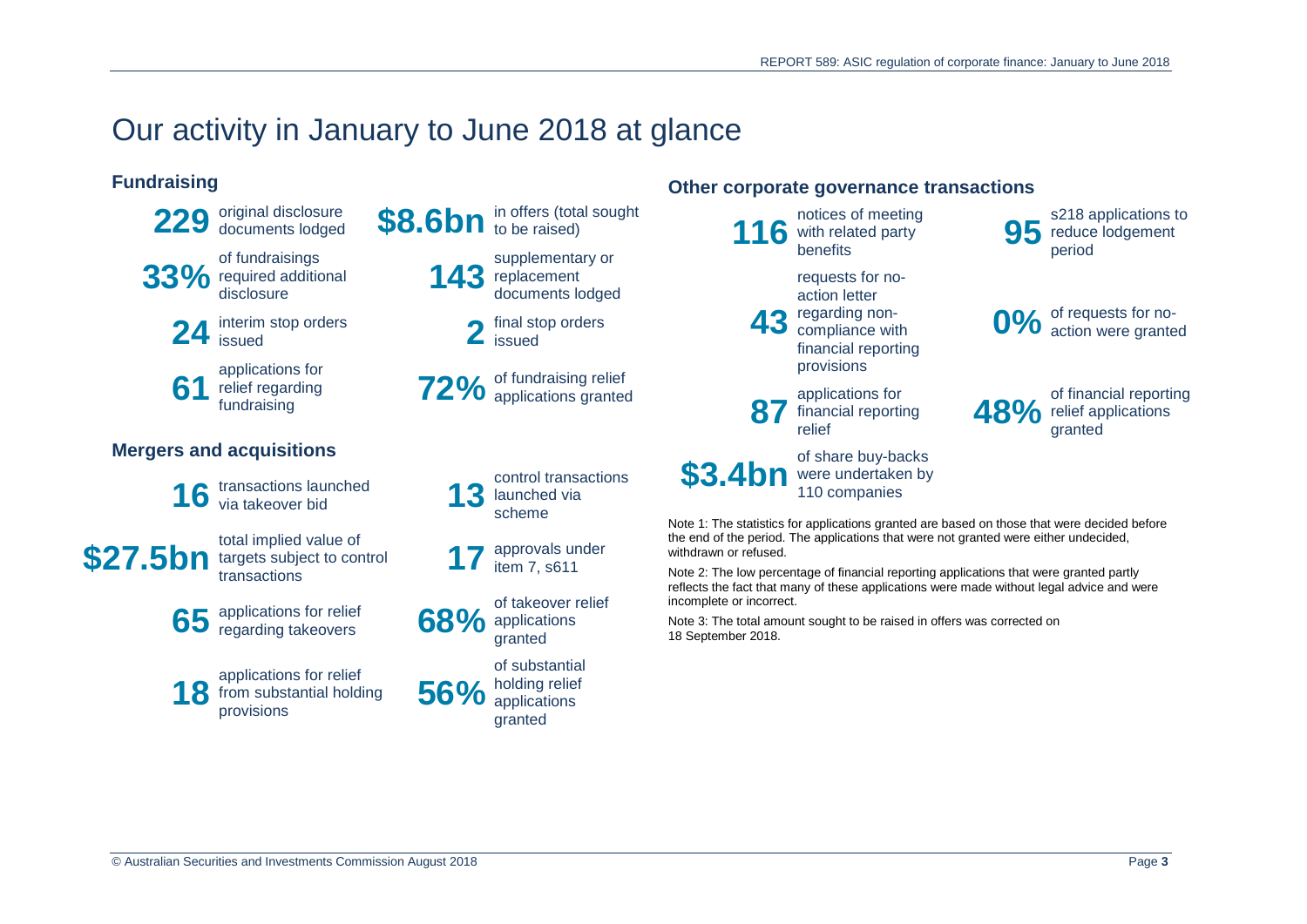# Our activity in January to June 2018 at glance

## Fundraising

- **229** original disclosure documents lodged
- **$8.6bn** in offers (total sought to be raised)
- **33%** of fundraisings required additional disclosure
- **143** supplementary or replacement documents lodged
- **24** interim stop orders issued
- **2** final stop orders issued
- **61** applications for relief regarding fundraising
- **72%** of fundraising relief applications granted

## Mergers and acquisitions

- **16** transactions launched via takeover bid
- **13** control transactions launched via scheme
- **$27.5bn** total implied value of targets subject to control transactions
- **17** approvals under item 7, s611
- **65** applications for relief regarding takeovers
- **68%** of takeover relief applications granted
- **18** applications for relief from substantial holding provisions
- **56%** of substantial holding relief applications granted

## Other corporate governance transactions

- **116** notices of meeting with related party benefits
- **95** s218 applications to reduce lodgement period
- **43** requests for no-action letter regarding non-compliance with financial reporting provisions
- **0%** of requests for no-action were granted
- **87** applications for financial reporting relief
- **48%** of financial reporting relief applications granted
- **$3.4bn** of share buy-backs were undertaken by 110 companies

Note 1: The statistics for applications granted are based on those that were decided before the end of the period. The applications that were not granted were either undecided, withdrawn or refused.

Note 2: The low percentage of financial reporting applications that were granted partly reflects the fact that many of these applications were made without legal advice and were incomplete or incorrect.

Note 3: The total amount sought to be raised in offers was corrected on 18 September 2018.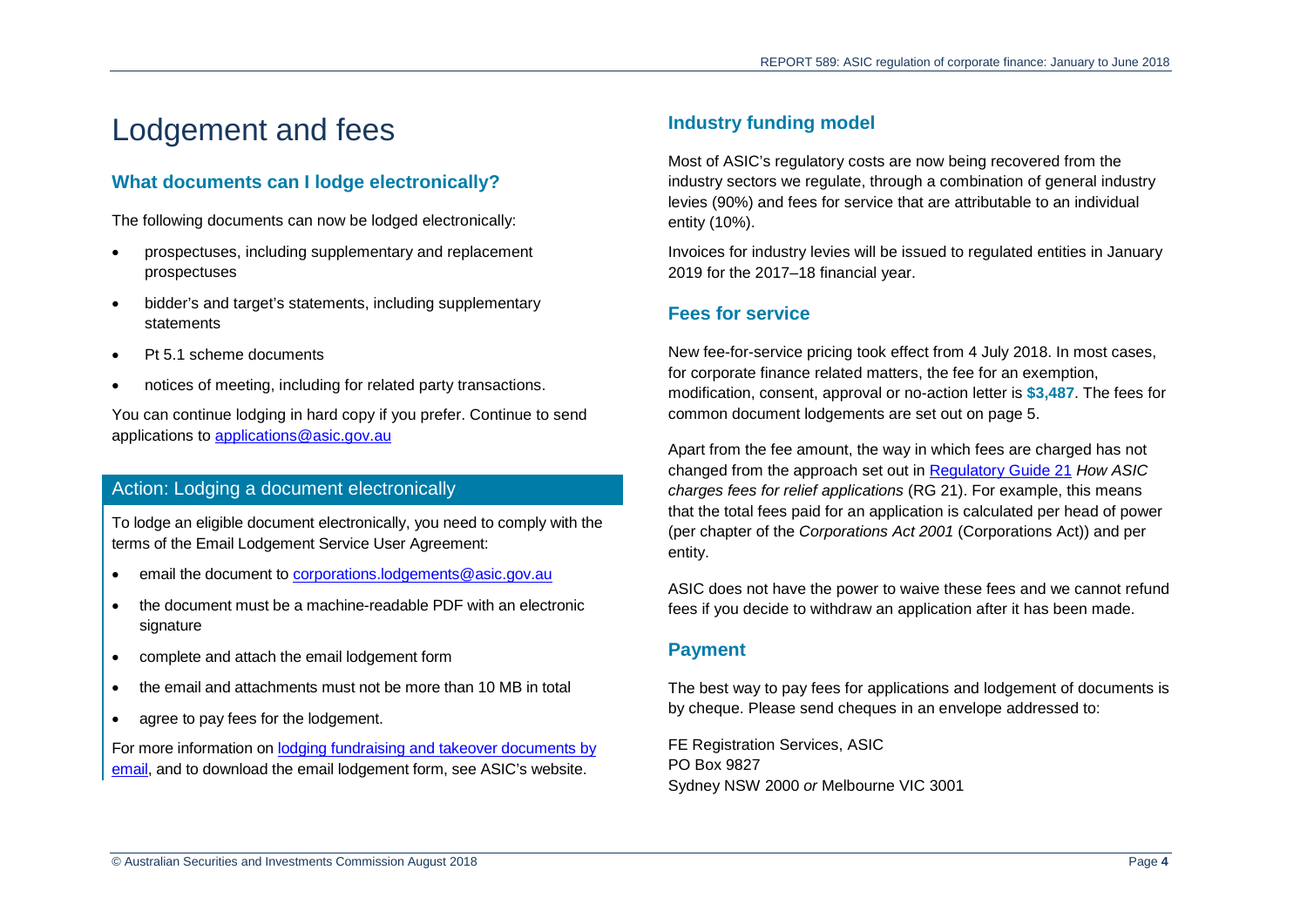# Lodgement and fees

## What documents can I lodge electronically?

The following documents can now be lodged electronically:

- prospectuses, including supplementary and replacement prospectuses
- bidder's and target's statements, including supplementary statements
- Pt 5.1 scheme documents
- notices of meeting, including for related party transactions.

You can continue lodging in hard copy if you prefer. Continue to send applications to [applications@asic.gov.au](mailto:applications@asic.gov.au)

### Action: Lodging a document electronically

To lodge an eligible document electronically, you need to comply with the terms of the Email Lodgement Service User Agreement:

- email the document to [corporations.lodgements@asic.gov.au](mailto:corporations.lodgements@asic.gov.au)
- the document must be a machine-readable PDF with an electronic signature
- complete and attach the email lodgement form
- the email and attachments must not be more than 10 MB in total
- agree to pay fees for the lodgement.

For more information on lodging fundraising and takeover documents by email, and to download the email lodgement form, see ASIC's website.

## Industry funding model

Most of ASIC's regulatory costs are now being recovered from the industry sectors we regulate, through a combination of general industry levies (90%) and fees for service that are attributable to an individual entity (10%).

Invoices for industry levies will be issued to regulated entities in January 2019 for the 2017–18 financial year.

## Fees for service

New fee-for-service pricing took effect from 4 July 2018. In most cases, for corporate finance related matters, the fee for an exemption, modification, consent, approval or no-action letter is **$3,487**. The fees for common document lodgements are set out on page 5.

Apart from the fee amount, the way in which fees are charged has not changed from the approach set out in Regulatory Guide 21 *How ASIC charges fees for relief applications* (RG 21). For example, this means that the total fees paid for an application is calculated per head of power (per chapter of the *Corporations Act 2001* (Corporations Act)) and per entity.

ASIC does not have the power to waive these fees and we cannot refund fees if you decide to withdraw an application after it has been made.

## Payment

The best way to pay fees for applications and lodgement of documents is by cheque. Please send cheques in an envelope addressed to:

FE Registration Services, ASIC
PO Box 9827
Sydney NSW 2000 *or* Melbourne VIC 3001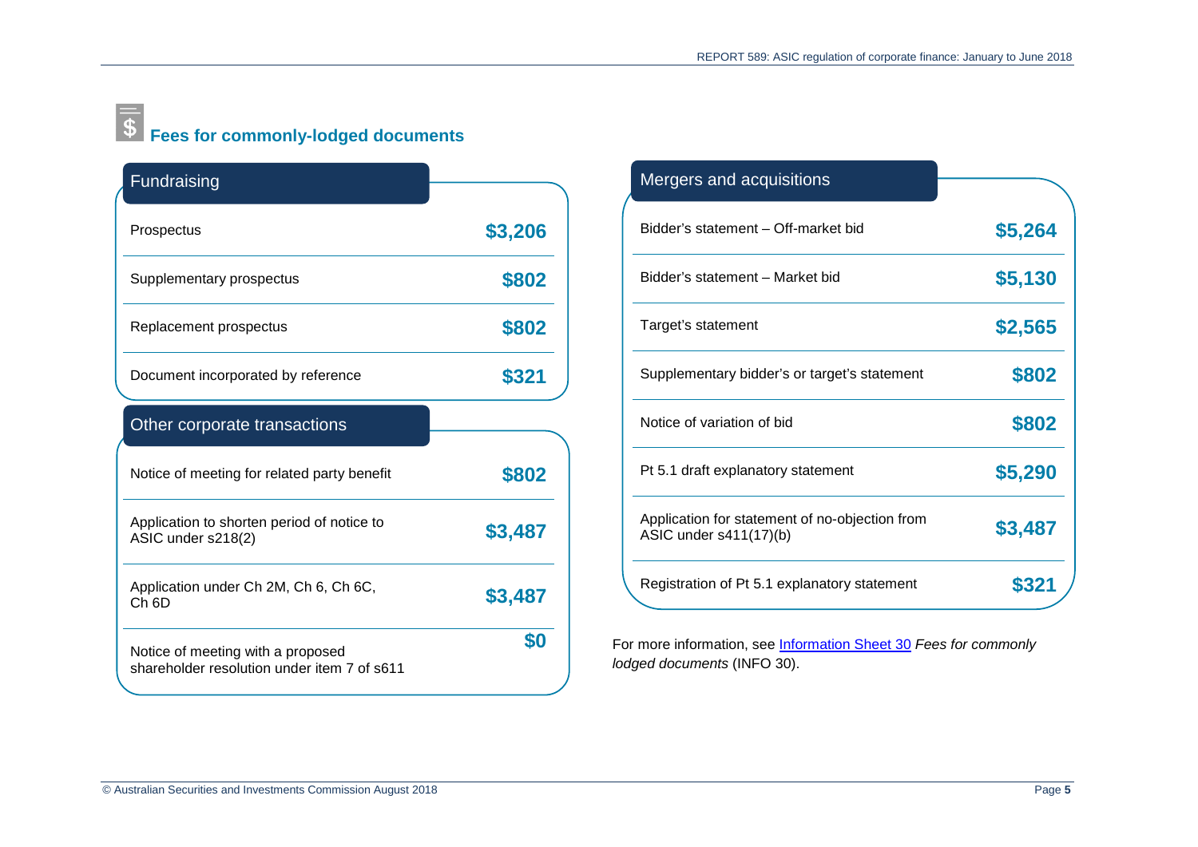## Fees for commonly-lodged documents

| Fundraising | |
|---|---|
| Prospectus | **$3,206** |
| Supplementary prospectus | **$802** |
| Replacement prospectus | **$802** |
| Document incorporated by reference | **$321** |

| Other corporate transactions | |
|---|---|
| Notice of meeting for related party benefit | **$802** |
| Application to shorten period of notice to ASIC under s218(2) | **$3,487** |
| Application under Ch 2M, Ch 6, Ch 6C, Ch 6D | **$3,487** |
| Notice of meeting with a proposed shareholder resolution under item 7 of s611 | **$0** |

| Mergers and acquisitions | |
|---|---|
| Bidder's statement – Off-market bid | **$5,264** |
| Bidder's statement – Market bid | **$5,130** |
| Target's statement | **$2,565** |
| Supplementary bidder's or target's statement | **$802** |
| Notice of variation of bid | **$802** |
| Pt 5.1 draft explanatory statement | **$5,290** |
| Application for statement of no-objection from ASIC under s411(17)(b) | **$3,487** |
| Registration of Pt 5.1 explanatory statement | **$321** |

For more information, see Information Sheet 30 *Fees for commonly lodged documents* (INFO 30).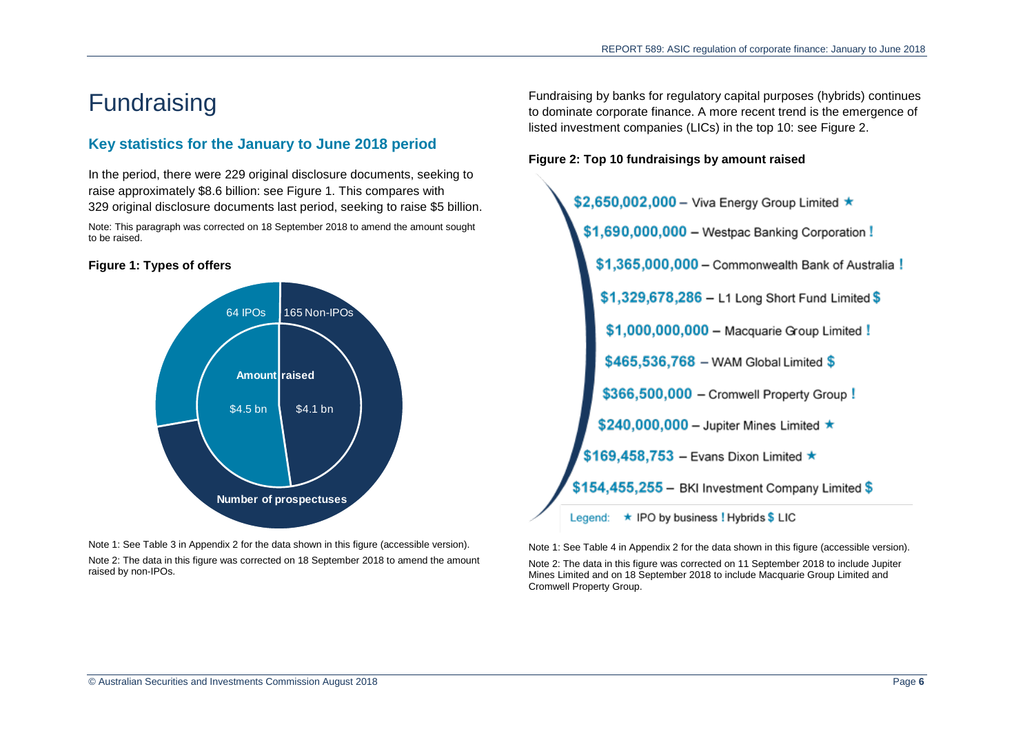# Fundraising

## Key statistics for the January to June 2018 period

In the period, there were 229 original disclosure documents, seeking to raise approximately $8.6 billion: see Figure 1. This compares with 329 original disclosure documents last period, seeking to raise $5 billion.

Note: This paragraph was corrected on 18 September 2018 to amend the amount sought to be raised.

**Figure 1: Types of offers**

64 IPOs | 165 Non-IPOs

Amount raised

$4.5 bn | $4.1 bn

Number of prospectuses

Note 1: See Table 3 in Appendix 2 for the data shown in this figure (accessible version).

Note 2: The data in this figure was corrected on 18 September 2018 to amend the amount raised by non-IPOs.

Fundraising by banks for regulatory capital purposes (hybrids) continues to dominate corporate finance. A more recent trend is the emergence of listed investment companies (LICs) in the top 10: see Figure 2.

**Figure 2: Top 10 fundraisings by amount raised**

- $2,650,002,000 – Viva Energy Group Limited ★
- $1,690,000,000 – Westpac Banking Corporation !
- $1,365,000,000 – Commonwealth Bank of Australia !
- $1,329,678,286 – L1 Long Short Fund Limited $
- $1,000,000,000 – Macquarie Group Limited !
- $465,536,768 – WAM Global Limited $
- $366,500,000 – Cromwell Property Group !
- $240,000,000 – Jupiter Mines Limited ★
- $169,458,753 – Evans Dixon Limited ★
- $154,455,255 – BKI Investment Company Limited $

Legend: ★ IPO by business ! Hybrids $ LIC

Note 1: See Table 4 in Appendix 2 for the data shown in this figure (accessible version).

Note 2: The data in this figure was corrected on 11 September 2018 to include Jupiter Mines Limited and on 18 September 2018 to include Macquarie Group Limited and Cromwell Property Group.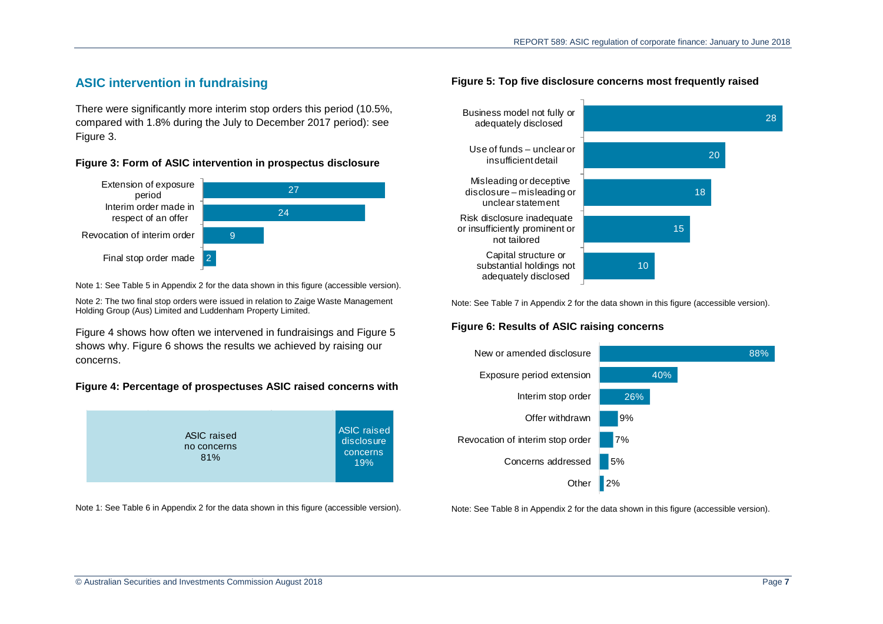## ASIC intervention in fundraising

There were significantly more interim stop orders this period (10.5%, compared with 1.8% during the July to December 2017 period): see Figure 3.

**Figure 3: Form of ASIC intervention in prospectus disclosure**

| Form of intervention | Number |
| --- | --- |
| Extension of exposure period | 27 |
| Interim order made in respect of an offer | 24 |
| Revocation of interim order | 9 |
| Final stop order made | 2 |

Note 1: See Table 5 in Appendix 2 for the data shown in this figure (accessible version).

Note 2: The two final stop orders were issued in relation to Zaige Waste Management Holding Group (Aus) Limited and Luddenham Property Limited.

Figure 4 shows how often we intervened in fundraisings and Figure 5 shows why. Figure 6 shows the results we achieved by raising our concerns.

**Figure 4: Percentage of prospectuses ASIC raised concerns with**

| Outcome | Percentage |
| --- | --- |
| ASIC raised no concerns | 81% |
| ASIC raised disclosure concerns | 19% |

Note 1: See Table 6 in Appendix 2 for the data shown in this figure (accessible version).

**Figure 5: Top five disclosure concerns most frequently raised**

| Disclosure concern | Number |
| --- | --- |
| Business model not fully or adequately disclosed | 28 |
| Use of funds – unclear or insufficient detail | 20 |
| Misleading or deceptive disclosure – misleading or unclear statement | 18 |
| Risk disclosure inadequate or insufficiently prominent or not tailored | 15 |
| Capital structure or substantial holdings not adequately disclosed | 10 |

Note: See Table 7 in Appendix 2 for the data shown in this figure (accessible version).

**Figure 6: Results of ASIC raising concerns**

| Result | Percentage |
| --- | --- |
| New or amended disclosure | 88% |
| Exposure period extension | 40% |
| Interim stop order | 26% |
| Offer withdrawn | 9% |
| Revocation of interim stop order | 7% |
| Concerns addressed | 5% |
| Other | 2% |

Note: See Table 8 in Appendix 2 for the data shown in this figure (accessible version).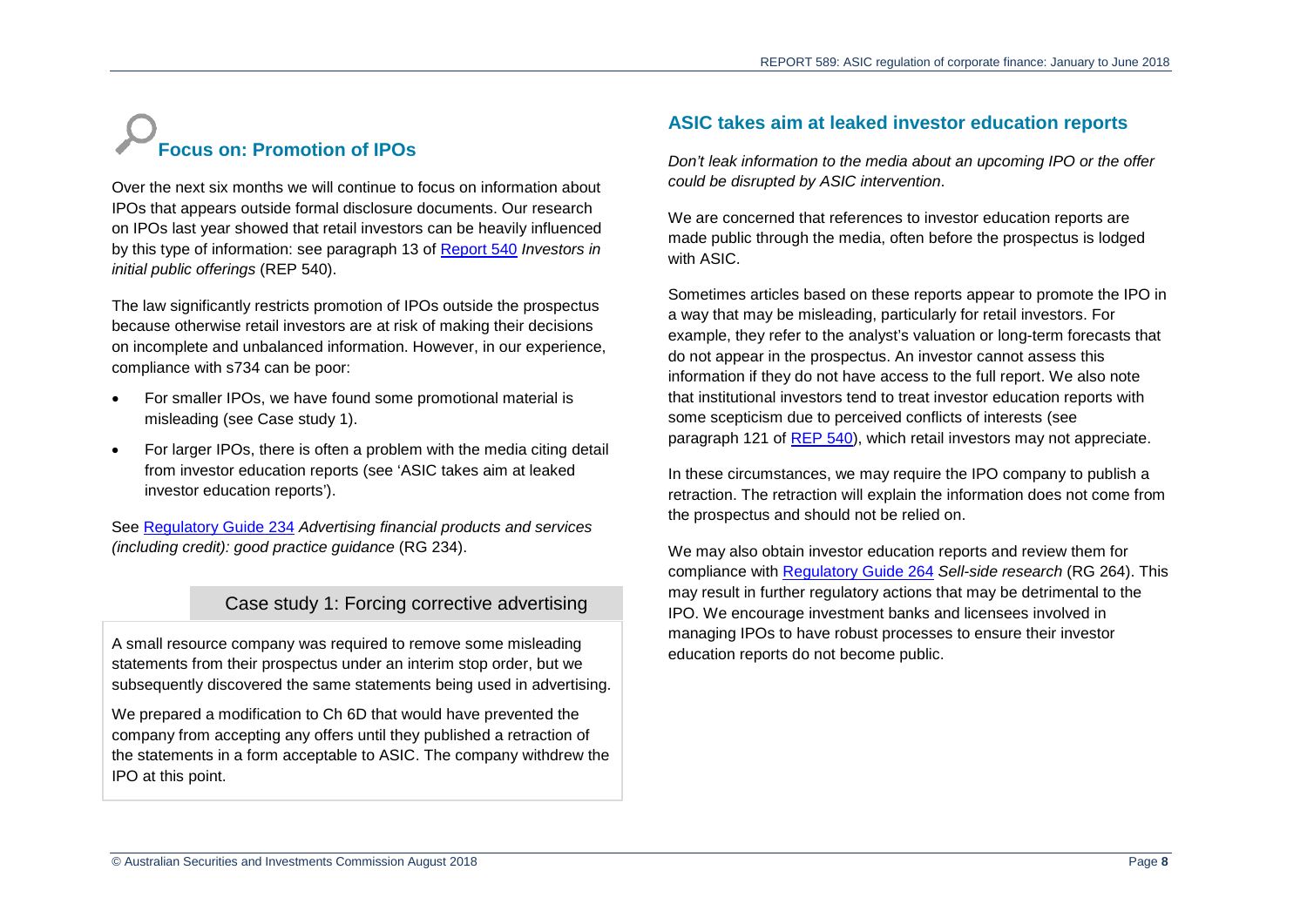## Focus on: Promotion of IPOs

Over the next six months we will continue to focus on information about IPOs that appears outside formal disclosure documents. Our research on IPOs last year showed that retail investors can be heavily influenced by this type of information: see paragraph 13 of Report 540 *Investors in initial public offerings* (REP 540).

The law significantly restricts promotion of IPOs outside the prospectus because otherwise retail investors are at risk of making their decisions on incomplete and unbalanced information. However, in our experience, compliance with s734 can be poor:

- For smaller IPOs, we have found some promotional material is misleading (see Case study 1).
- For larger IPOs, there is often a problem with the media citing detail from investor education reports (see 'ASIC takes aim at leaked investor education reports').

See Regulatory Guide 234 *Advertising financial products and services (including credit): good practice guidance* (RG 234).

### Case study 1: Forcing corrective advertising

A small resource company was required to remove some misleading statements from their prospectus under an interim stop order, but we subsequently discovered the same statements being used in advertising.

We prepared a modification to Ch 6D that would have prevented the company from accepting any offers until they published a retraction of the statements in a form acceptable to ASIC. The company withdrew the IPO at this point.

### ASIC takes aim at leaked investor education reports

*Don't leak information to the media about an upcoming IPO or the offer could be disrupted by ASIC intervention*.

We are concerned that references to investor education reports are made public through the media, often before the prospectus is lodged with ASIC.

Sometimes articles based on these reports appear to promote the IPO in a way that may be misleading, particularly for retail investors. For example, they refer to the analyst's valuation or long-term forecasts that do not appear in the prospectus. An investor cannot assess this information if they do not have access to the full report. We also note that institutional investors tend to treat investor education reports with some scepticism due to perceived conflicts of interests (see paragraph 121 of REP 540), which retail investors may not appreciate.

In these circumstances, we may require the IPO company to publish a retraction. The retraction will explain the information does not come from the prospectus and should not be relied on.

We may also obtain investor education reports and review them for compliance with Regulatory Guide 264 *Sell-side research* (RG 264). This may result in further regulatory actions that may be detrimental to the IPO. We encourage investment banks and licensees involved in managing IPOs to have robust processes to ensure their investor education reports do not become public.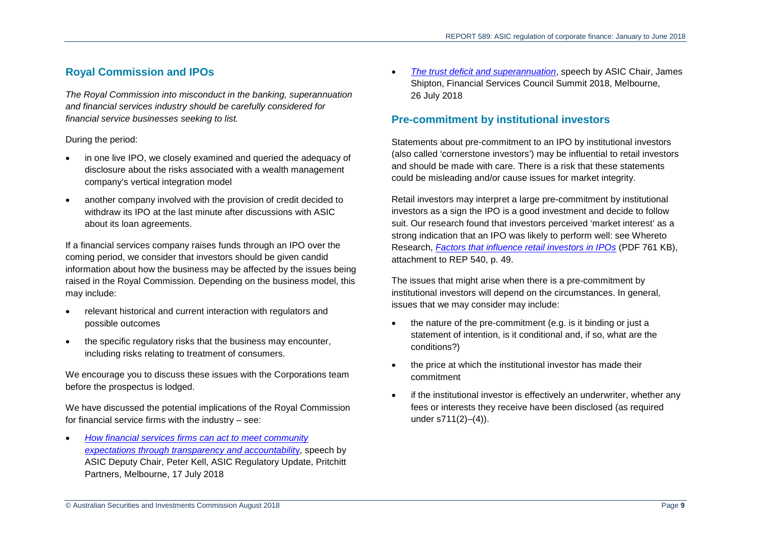## Royal Commission and IPOs

*The Royal Commission into misconduct in the banking, superannuation and financial services industry should be carefully considered for financial service businesses seeking to list.*

During the period:

- in one live IPO, we closely examined and queried the adequacy of disclosure about the risks associated with a wealth management company's vertical integration model
- another company involved with the provision of credit decided to withdraw its IPO at the last minute after discussions with ASIC about its loan agreements.

If a financial services company raises funds through an IPO over the coming period, we consider that investors should be given candid information about how the business may be affected by the issues being raised in the Royal Commission. Depending on the business model, this may include:

- relevant historical and current interaction with regulators and possible outcomes
- the specific regulatory risks that the business may encounter, including risks relating to treatment of consumers.

We encourage you to discuss these issues with the Corporations team before the prospectus is lodged.

We have discussed the potential implications of the Royal Commission for financial service firms with the industry – see:

- *How financial services firms can act to meet community expectations through transparency and accountability*, speech by ASIC Deputy Chair, Peter Kell, ASIC Regulatory Update, Pritchitt Partners, Melbourne, 17 July 2018
- *The trust deficit and superannuation*, speech by ASIC Chair, James Shipton, Financial Services Council Summit 2018, Melbourne, 26 July 2018

## Pre-commitment by institutional investors

Statements about pre-commitment to an IPO by institutional investors (also called 'cornerstone investors') may be influential to retail investors and should be made with care. There is a risk that these statements could be misleading and/or cause issues for market integrity.

Retail investors may interpret a large pre-commitment by institutional investors as a sign the IPO is a good investment and decide to follow suit. Our research found that investors perceived 'market interest' as a strong indication that an IPO was likely to perform well: see Whereto Research, *Factors that influence retail investors in IPOs* (PDF 761 KB), attachment to REP 540, p. 49.

The issues that might arise when there is a pre-commitment by institutional investors will depend on the circumstances. In general, issues that we may consider may include:

- the nature of the pre-commitment (e.g. is it binding or just a statement of intention, is it conditional and, if so, what are the conditions?)
- the price at which the institutional investor has made their commitment
- if the institutional investor is effectively an underwriter, whether any fees or interests they receive have been disclosed (as required under s711(2)–(4)).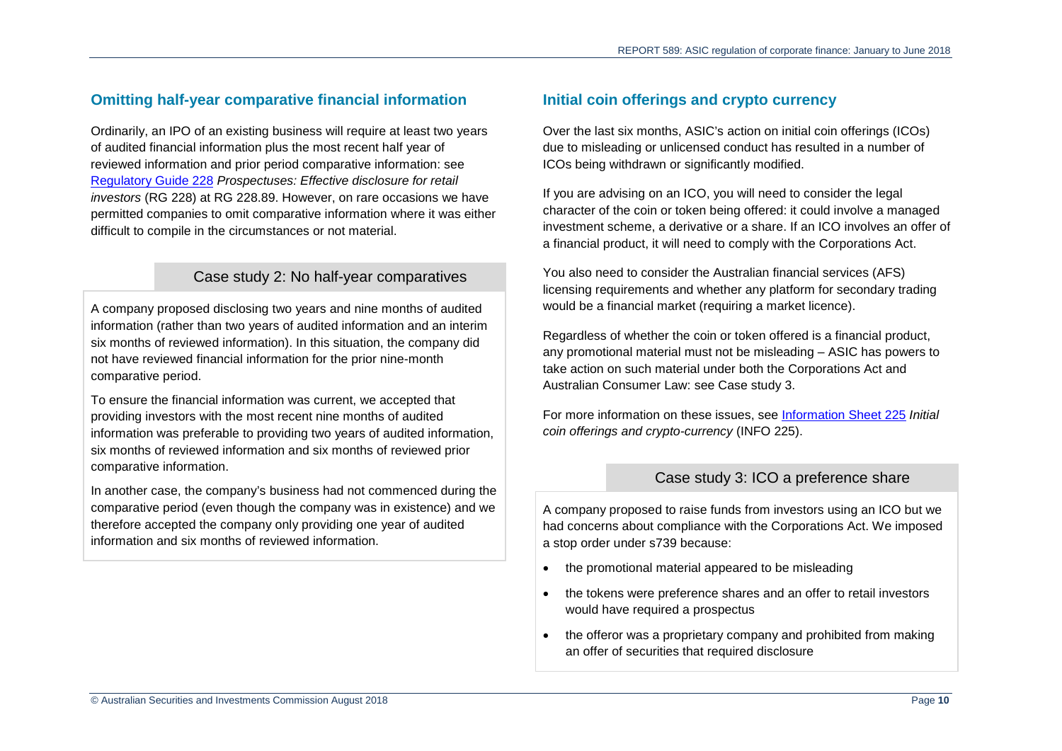## Omitting half-year comparative financial information

Ordinarily, an IPO of an existing business will require at least two years of audited financial information plus the most recent half year of reviewed information and prior period comparative information: see Regulatory Guide 228 *Prospectuses: Effective disclosure for retail investors* (RG 228) at RG 228.89. However, on rare occasions we have permitted companies to omit comparative information where it was either difficult to compile in the circumstances or not material.

### Case study 2: No half-year comparatives

A company proposed disclosing two years and nine months of audited information (rather than two years of audited information and an interim six months of reviewed information). In this situation, the company did not have reviewed financial information for the prior nine-month comparative period.

To ensure the financial information was current, we accepted that providing investors with the most recent nine months of audited information was preferable to providing two years of audited information, six months of reviewed information and six months of reviewed prior comparative information.

In another case, the company's business had not commenced during the comparative period (even though the company was in existence) and we therefore accepted the company only providing one year of audited information and six months of reviewed information.

## Initial coin offerings and crypto currency

Over the last six months, ASIC's action on initial coin offerings (ICOs) due to misleading or unlicensed conduct has resulted in a number of ICOs being withdrawn or significantly modified.

If you are advising on an ICO, you will need to consider the legal character of the coin or token being offered: it could involve a managed investment scheme, a derivative or a share. If an ICO involves an offer of a financial product, it will need to comply with the Corporations Act.

You also need to consider the Australian financial services (AFS) licensing requirements and whether any platform for secondary trading would be a financial market (requiring a market licence).

Regardless of whether the coin or token offered is a financial product, any promotional material must not be misleading – ASIC has powers to take action on such material under both the Corporations Act and Australian Consumer Law: see Case study 3.

For more information on these issues, see Information Sheet 225 *Initial coin offerings and crypto-currency* (INFO 225).

### Case study 3: ICO a preference share

A company proposed to raise funds from investors using an ICO but we had concerns about compliance with the Corporations Act. We imposed a stop order under s739 because:

- the promotional material appeared to be misleading
- the tokens were preference shares and an offer to retail investors would have required a prospectus
- the offeror was a proprietary company and prohibited from making an offer of securities that required disclosure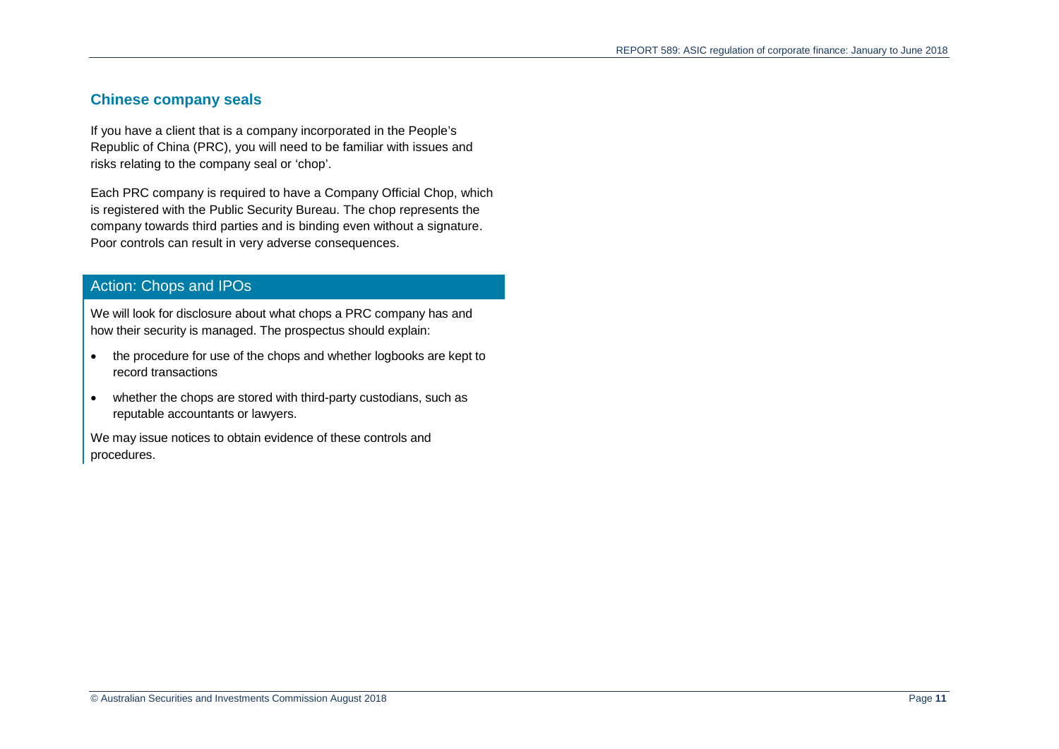## Chinese company seals

If you have a client that is a company incorporated in the People's Republic of China (PRC), you will need to be familiar with issues and risks relating to the company seal or 'chop'.

Each PRC company is required to have a Company Official Chop, which is registered with the Public Security Bureau. The chop represents the company towards third parties and is binding even without a signature. Poor controls can result in very adverse consequences.

### Action: Chops and IPOs

We will look for disclosure about what chops a PRC company has and how their security is managed. The prospectus should explain:

- the procedure for use of the chops and whether logbooks are kept to record transactions
- whether the chops are stored with third-party custodians, such as reputable accountants or lawyers.

We may issue notices to obtain evidence of these controls and procedures.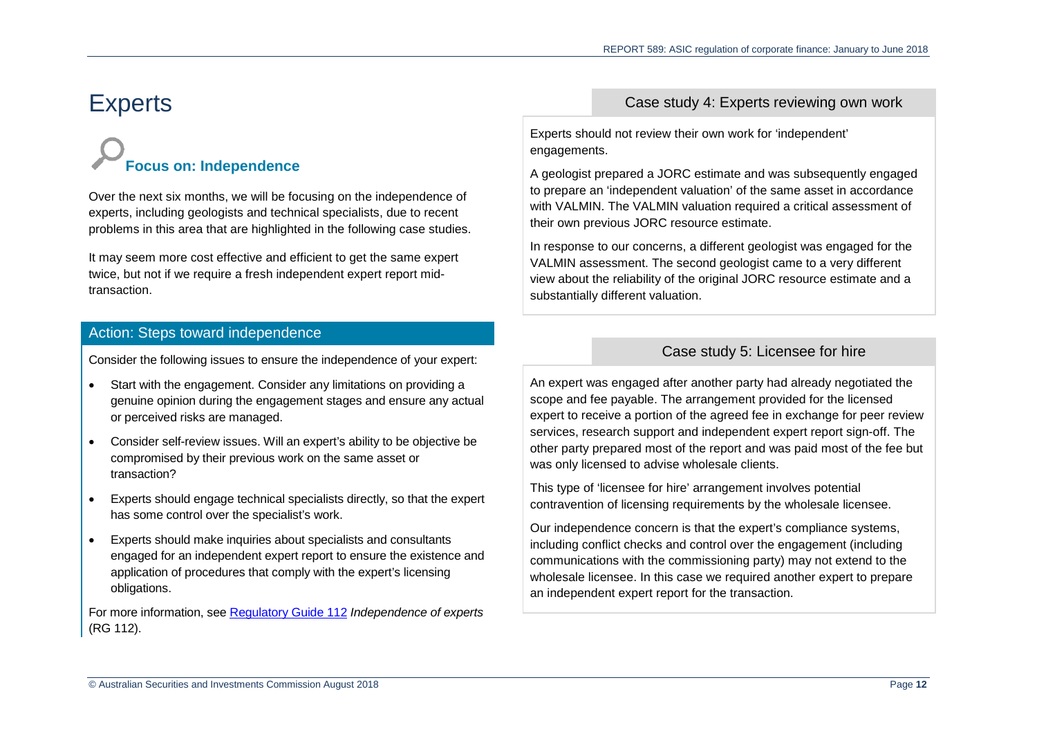# Experts

## Focus on: Independence

Over the next six months, we will be focusing on the independence of experts, including geologists and technical specialists, due to recent problems in this area that are highlighted in the following case studies.

It may seem more cost effective and efficient to get the same expert twice, but not if we require a fresh independent expert report mid-transaction.

### Action: Steps toward independence

Consider the following issues to ensure the independence of your expert:

- Start with the engagement. Consider any limitations on providing a genuine opinion during the engagement stages and ensure any actual or perceived risks are managed.
- Consider self-review issues. Will an expert's ability to be objective be compromised by their previous work on the same asset or transaction?
- Experts should engage technical specialists directly, so that the expert has some control over the specialist's work.
- Experts should make inquiries about specialists and consultants engaged for an independent expert report to ensure the existence and application of procedures that comply with the expert's licensing obligations.

For more information, see [Regulatory Guide 112](Regulatory Guide 112) *Independence of experts* (RG 112).

### Case study 4: Experts reviewing own work

Experts should not review their own work for 'independent' engagements.

A geologist prepared a JORC estimate and was subsequently engaged to prepare an 'independent valuation' of the same asset in accordance with VALMIN. The VALMIN valuation required a critical assessment of their own previous JORC resource estimate.

In response to our concerns, a different geologist was engaged for the VALMIN assessment. The second geologist came to a very different view about the reliability of the original JORC resource estimate and a substantially different valuation.

### Case study 5: Licensee for hire

An expert was engaged after another party had already negotiated the scope and fee payable. The arrangement provided for the licensed expert to receive a portion of the agreed fee in exchange for peer review services, research support and independent expert report sign-off. The other party prepared most of the report and was paid most of the fee but was only licensed to advise wholesale clients.

This type of 'licensee for hire' arrangement involves potential contravention of licensing requirements by the wholesale licensee.

Our independence concern is that the expert's compliance systems, including conflict checks and control over the engagement (including communications with the commissioning party) may not extend to the wholesale licensee. In this case we required another expert to prepare an independent expert report for the transaction.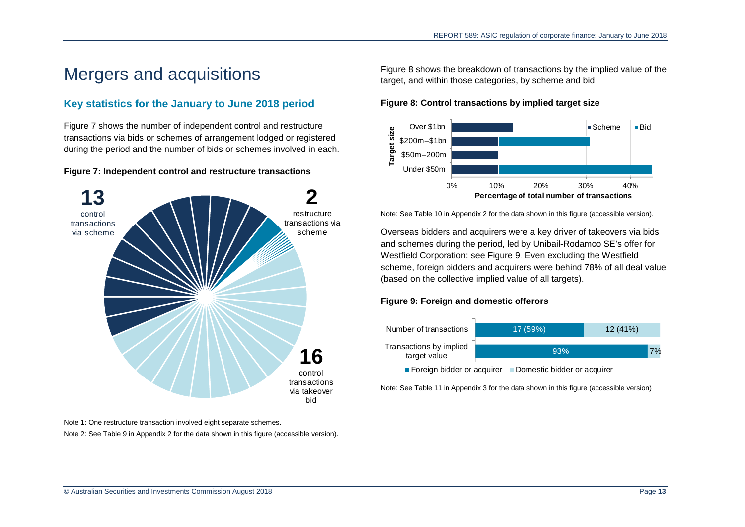# Mergers and acquisitions

## Key statistics for the January to June 2018 period

Figure 7 shows the number of independent control and restructure transactions via bids or schemes of arrangement lodged or registered during the period and the number of bids or schemes involved in each.

**Figure 7: Independent control and restructure transactions**

**13** control transactions via scheme

**2** restructure transactions via scheme

**16** control transactions via takeover bid

Note 1: One restructure transaction involved eight separate schemes.

Note 2: See Table 9 in Appendix 2 for the data shown in this figure (accessible version).

Figure 8 shows the breakdown of transactions by the implied value of the target, and within those categories, by scheme and bid.

**Figure 8: Control transactions by implied target size**

Note: See Table 10 in Appendix 2 for the data shown in this figure (accessible version).

Overseas bidders and acquirers were a key driver of takeovers via bids and schemes during the period, led by Unibail-Rodamco SE's offer for Westfield Corporation: see Figure 9. Even excluding the Westfield scheme, foreign bidders and acquirers were behind 78% of all deal value (based on the collective implied value of all targets).

**Figure 9: Foreign and domestic offerors**

| | Foreign bidder or acquirer | Domestic bidder or acquirer |
|---|---|---|
| Number of transactions | 17 (59%) | 12 (41%) |
| Transactions by implied target value | 93% | 7% |

Note: See Table 11 in Appendix 3 for the data shown in this figure (accessible version)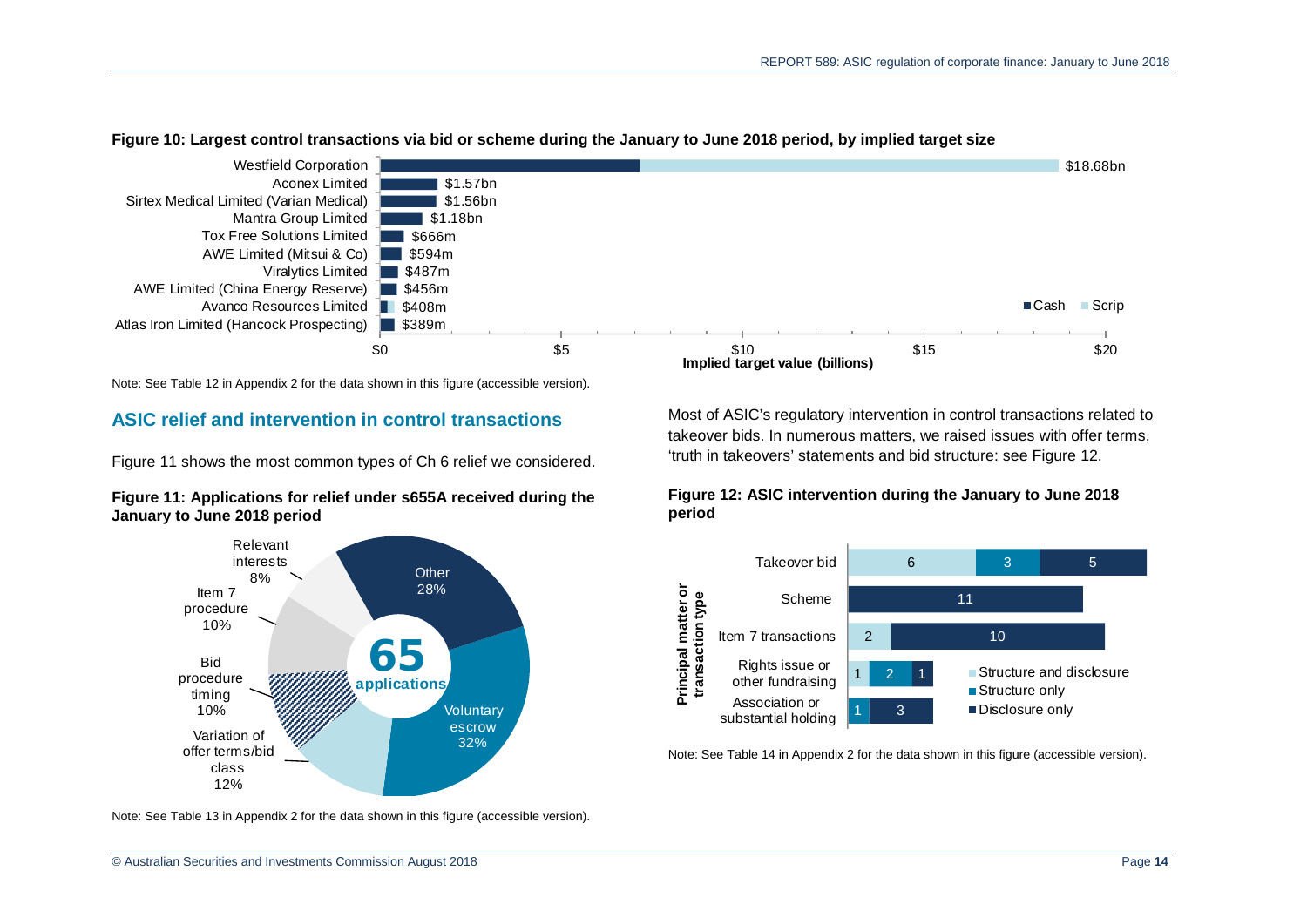**Figure 10: Largest control transactions via bid or scheme during the January to June 2018 period, by implied target size**

| Target | Implied target value |
|---|---|
| Westfield Corporation | $18.68bn |
| Aconex Limited | $1.57bn |
| Sirtex Medical Limited (Varian Medical) | $1.56bn |
| Mantra Group Limited | $1.18bn |
| Tox Free Solutions Limited | $666m |
| AWE Limited (Mitsui & Co) | $594m |
| Viralytics Limited | $487m |
| AWE Limited (China Energy Reserve) | $456m |
| Avanco Resources Limited | $408m |
| Atlas Iron Limited (Hancock Prospecting) | $389m |

Note: See Table 12 in Appendix 2 for the data shown in this figure (accessible version).

## ASIC relief and intervention in control transactions

Figure 11 shows the most common types of Ch 6 relief we considered.

**Figure 11: Applications for relief under s655A received during the January to June 2018 period**

65 applications

| Type | Percentage |
|---|---|
| Voluntary escrow | 32% |
| Other | 28% |
| Variation of offer terms/bid class | 12% |
| Bid procedure timing | 10% |
| Item 7 procedure | 10% |
| Relevant interests | 8% |

Note: See Table 13 in Appendix 2 for the data shown in this figure (accessible version).

Most of ASIC's regulatory intervention in control transactions related to takeover bids. In numerous matters, we raised issues with offer terms, 'truth in takeovers' statements and bid structure: see Figure 12.

**Figure 12: ASIC intervention during the January to June 2018 period**

| Principal matter or transaction type | Structure and disclosure | Structure only | Disclosure only |
|---|---|---|---|
| Takeover bid | 6 | 3 | 5 |
| Scheme | | | 11 |
| Item 7 transactions | 2 | | 10 |
| Rights issue or other fundraising | 1 | 2 | 1 |
| Association or substantial holding | | 1 | 3 |

Note: See Table 14 in Appendix 2 for the data shown in this figure (accessible version).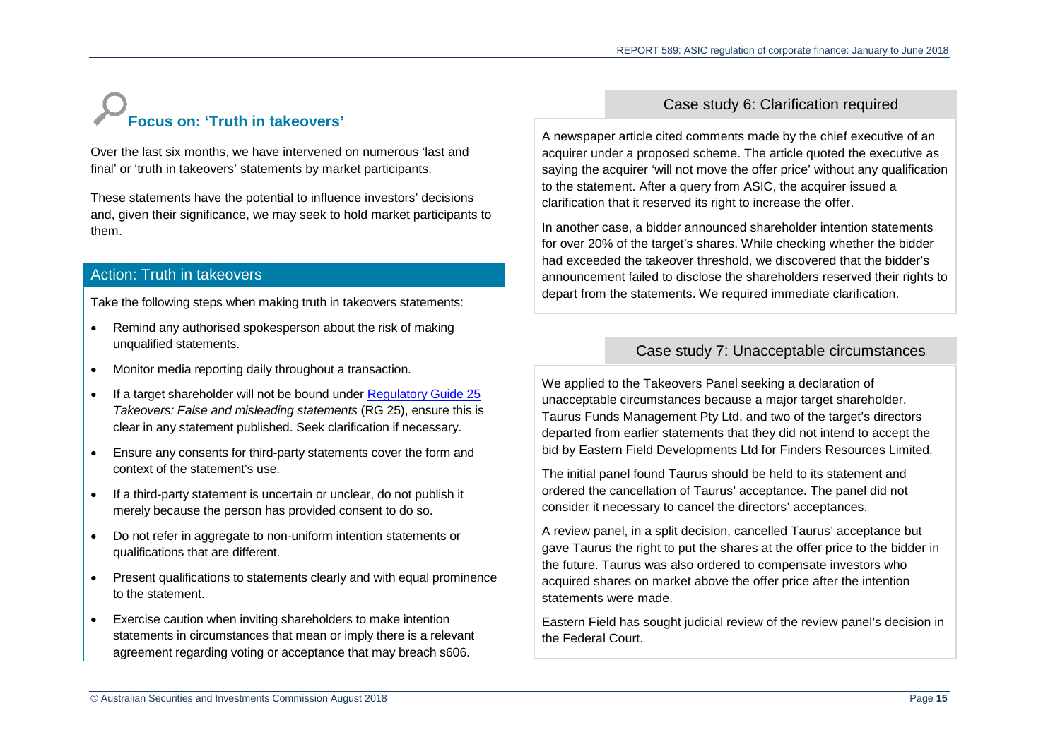## Focus on: 'Truth in takeovers'

Over the last six months, we have intervened on numerous 'last and final' or 'truth in takeovers' statements by market participants.

These statements have the potential to influence investors' decisions and, given their significance, we may seek to hold market participants to them.

### Action: Truth in takeovers

Take the following steps when making truth in takeovers statements:

- Remind any authorised spokesperson about the risk of making unqualified statements.
- Monitor media reporting daily throughout a transaction.
- If a target shareholder will not be bound under [Regulatory Guide 25](#) *Takeovers: False and misleading statements* (RG 25), ensure this is clear in any statement published. Seek clarification if necessary.
- Ensure any consents for third-party statements cover the form and context of the statement's use.
- If a third-party statement is uncertain or unclear, do not publish it merely because the person has provided consent to do so.
- Do not refer in aggregate to non-uniform intention statements or qualifications that are different.
- Present qualifications to statements clearly and with equal prominence to the statement.
- Exercise caution when inviting shareholders to make intention statements in circumstances that mean or imply there is a relevant agreement regarding voting or acceptance that may breach s606.

### Case study 6: Clarification required

A newspaper article cited comments made by the chief executive of an acquirer under a proposed scheme. The article quoted the executive as saying the acquirer 'will not move the offer price' without any qualification to the statement. After a query from ASIC, the acquirer issued a clarification that it reserved its right to increase the offer.

In another case, a bidder announced shareholder intention statements for over 20% of the target's shares. While checking whether the bidder had exceeded the takeover threshold, we discovered that the bidder's announcement failed to disclose the shareholders reserved their rights to depart from the statements. We required immediate clarification.

### Case study 7: Unacceptable circumstances

We applied to the Takeovers Panel seeking a declaration of unacceptable circumstances because a major target shareholder, Taurus Funds Management Pty Ltd, and two of the target's directors departed from earlier statements that they did not intend to accept the bid by Eastern Field Developments Ltd for Finders Resources Limited.

The initial panel found Taurus should be held to its statement and ordered the cancellation of Taurus' acceptance. The panel did not consider it necessary to cancel the directors' acceptances.

A review panel, in a split decision, cancelled Taurus' acceptance but gave Taurus the right to put the shares at the offer price to the bidder in the future. Taurus was also ordered to compensate investors who acquired shares on market above the offer price after the intention statements were made.

Eastern Field has sought judicial review of the review panel's decision in the Federal Court.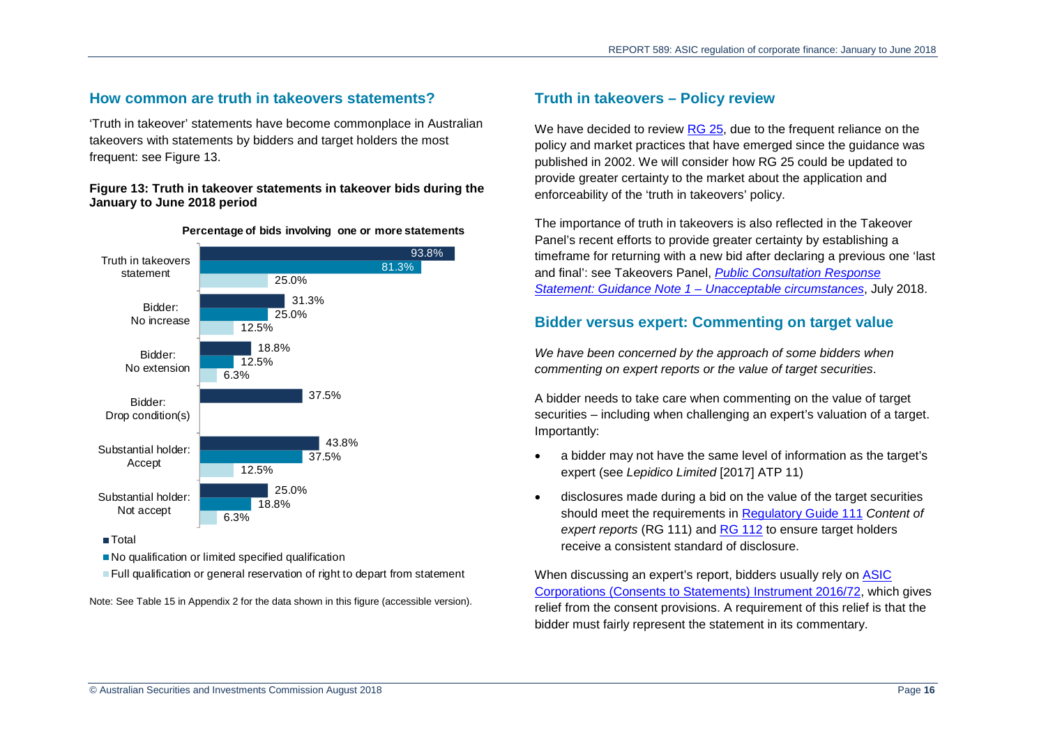## How common are truth in takeovers statements?

'Truth in takeover' statements have become commonplace in Australian takeovers with statements by bidders and target holders the most frequent: see Figure 13.

**Figure 13: Truth in takeover statements in takeover bids during the January to June 2018 period**

**Percentage of bids involving one or more statements**

| | Total | No qualification or limited specified qualification | Full qualification or general reservation of right to depart from statement |
| --- | --- | --- | --- |
| Truth in takeovers statement | 93.8% | 81.3% | 25.0% |
| Bidder: No increase | 31.3% | 25.0% | 12.5% |
| Bidder: No extension | 18.8% | 12.5% | 6.3% |
| Bidder: Drop condition(s) | 37.5% | | |
| Substantial holder: Accept | 43.8% | 37.5% | 12.5% |
| Substantial holder: Not accept | 25.0% | 18.8% | 6.3% |

Note: See Table 15 in Appendix 2 for the data shown in this figure (accessible version).

## Truth in takeovers – Policy review

We have decided to review RG 25, due to the frequent reliance on the policy and market practices that have emerged since the guidance was published in 2002. We will consider how RG 25 could be updated to provide greater certainty to the market about the application and enforceability of the 'truth in takeovers' policy.

The importance of truth in takeovers is also reflected in the Takeover Panel's recent efforts to provide greater certainty by establishing a timeframe for returning with a new bid after declaring a previous one 'last and final': see Takeovers Panel, *Public Consultation Response Statement: Guidance Note 1 – Unacceptable circumstances*, July 2018.

## Bidder versus expert: Commenting on target value

*We have been concerned by the approach of some bidders when commenting on expert reports or the value of target securities*.

A bidder needs to take care when commenting on the value of target securities – including when challenging an expert's valuation of a target. Importantly:

- a bidder may not have the same level of information as the target's expert (see *Lepidico Limited* [2017] ATP 11)
- disclosures made during a bid on the value of the target securities should meet the requirements in Regulatory Guide 111 *Content of expert reports* (RG 111) and RG 112 to ensure target holders receive a consistent standard of disclosure.

When discussing an expert's report, bidders usually rely on ASIC Corporations (Consents to Statements) Instrument 2016/72, which gives relief from the consent provisions. A requirement of this relief is that the bidder must fairly represent the statement in its commentary.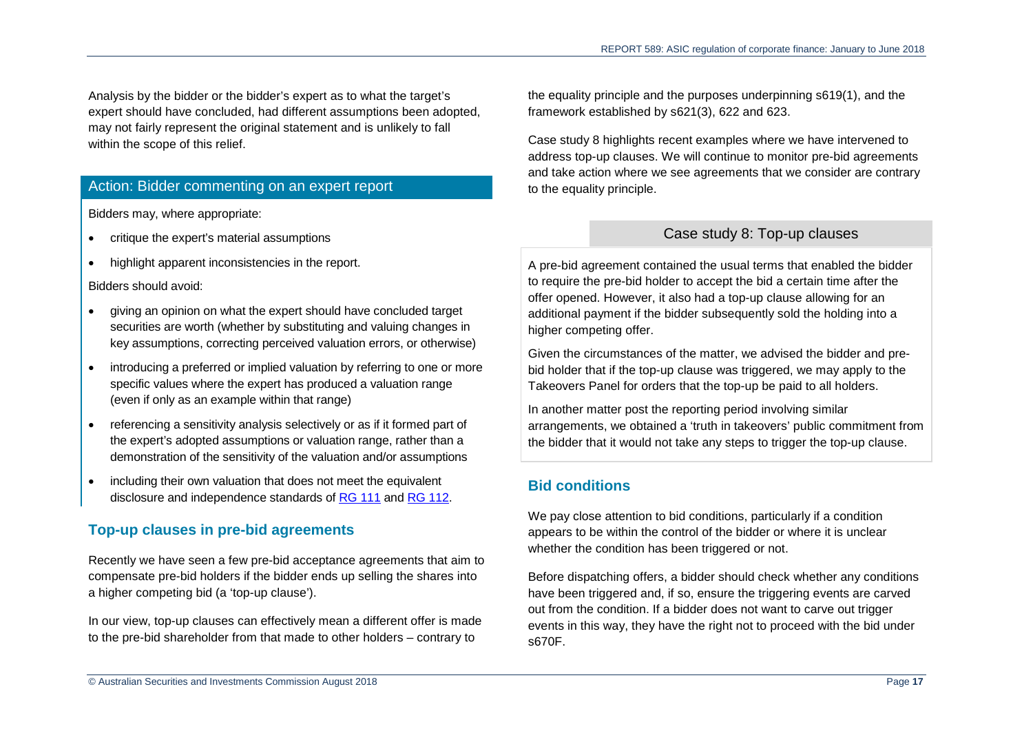Analysis by the bidder or the bidder's expert as to what the target's expert should have concluded, had different assumptions been adopted, may not fairly represent the original statement and is unlikely to fall within the scope of this relief.

### Action: Bidder commenting on an expert report

Bidders may, where appropriate:

- critique the expert's material assumptions
- highlight apparent inconsistencies in the report.

Bidders should avoid:

- giving an opinion on what the expert should have concluded target securities are worth (whether by substituting and valuing changes in key assumptions, correcting perceived valuation errors, or otherwise)
- introducing a preferred or implied valuation by referring to one or more specific values where the expert has produced a valuation range (even if only as an example within that range)
- referencing a sensitivity analysis selectively or as if it formed part of the expert's adopted assumptions or valuation range, rather than a demonstration of the sensitivity of the valuation and/or assumptions
- including their own valuation that does not meet the equivalent disclosure and independence standards of RG 111 and RG 112.

## Top-up clauses in pre-bid agreements

Recently we have seen a few pre-bid acceptance agreements that aim to compensate pre-bid holders if the bidder ends up selling the shares into a higher competing bid (a 'top-up clause').

In our view, top-up clauses can effectively mean a different offer is made to the pre-bid shareholder from that made to other holders – contrary to the equality principle and the purposes underpinning s619(1), and the framework established by s621(3), 622 and 623.

Case study 8 highlights recent examples where we have intervened to address top-up clauses. We will continue to monitor pre-bid agreements and take action where we see agreements that we consider are contrary to the equality principle.

### Case study 8: Top-up clauses

A pre-bid agreement contained the usual terms that enabled the bidder to require the pre-bid holder to accept the bid a certain time after the offer opened. However, it also had a top-up clause allowing for an additional payment if the bidder subsequently sold the holding into a higher competing offer.

Given the circumstances of the matter, we advised the bidder and pre-bid holder that if the top-up clause was triggered, we may apply to the Takeovers Panel for orders that the top-up be paid to all holders.

In another matter post the reporting period involving similar arrangements, we obtained a 'truth in takeovers' public commitment from the bidder that it would not take any steps to trigger the top-up clause.

## Bid conditions

We pay close attention to bid conditions, particularly if a condition appears to be within the control of the bidder or where it is unclear whether the condition has been triggered or not.

Before dispatching offers, a bidder should check whether any conditions have been triggered and, if so, ensure the triggering events are carved out from the condition. If a bidder does not want to carve out trigger events in this way, they have the right not to proceed with the bid under s670F.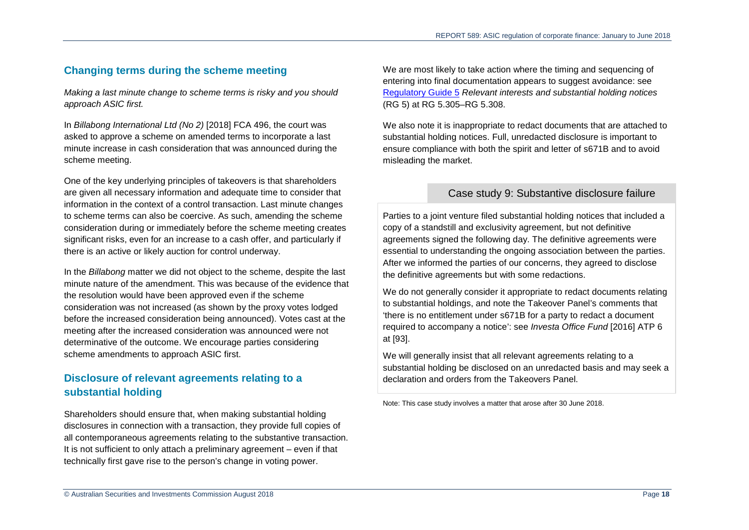## Changing terms during the scheme meeting

*Making a last minute change to scheme terms is risky and you should approach ASIC first.*

In *Billabong International Ltd (No 2)* [2018] FCA 496, the court was asked to approve a scheme on amended terms to incorporate a last minute increase in cash consideration that was announced during the scheme meeting.

One of the key underlying principles of takeovers is that shareholders are given all necessary information and adequate time to consider that information in the context of a control transaction. Last minute changes to scheme terms can also be coercive. As such, amending the scheme consideration during or immediately before the scheme meeting creates significant risks, even for an increase to a cash offer, and particularly if there is an active or likely auction for control underway.

In the *Billabong* matter we did not object to the scheme, despite the last minute nature of the amendment. This was because of the evidence that the resolution would have been approved even if the scheme consideration was not increased (as shown by the proxy votes lodged before the increased consideration being announced). Votes cast at the meeting after the increased consideration was announced were not determinative of the outcome. We encourage parties considering scheme amendments to approach ASIC first.

## Disclosure of relevant agreements relating to a substantial holding

Shareholders should ensure that, when making substantial holding disclosures in connection with a transaction, they provide full copies of all contemporaneous agreements relating to the substantive transaction. It is not sufficient to only attach a preliminary agreement – even if that technically first gave rise to the person's change in voting power.

We are most likely to take action where the timing and sequencing of entering into final documentation appears to suggest avoidance: see Regulatory Guide 5 *Relevant interests and substantial holding notices* (RG 5) at RG 5.305–RG 5.308.

We also note it is inappropriate to redact documents that are attached to substantial holding notices. Full, unredacted disclosure is important to ensure compliance with both the spirit and letter of s671B and to avoid misleading the market.

### Case study 9: Substantive disclosure failure

Parties to a joint venture filed substantial holding notices that included a copy of a standstill and exclusivity agreement, but not definitive agreements signed the following day. The definitive agreements were essential to understanding the ongoing association between the parties. After we informed the parties of our concerns, they agreed to disclose the definitive agreements but with some redactions.

We do not generally consider it appropriate to redact documents relating to substantial holdings, and note the Takeover Panel's comments that 'there is no entitlement under s671B for a party to redact a document required to accompany a notice': see *Investa Office Fund* [2016] ATP 6 at [93].

We will generally insist that all relevant agreements relating to a substantial holding be disclosed on an unredacted basis and may seek a declaration and orders from the Takeovers Panel.

Note: This case study involves a matter that arose after 30 June 2018.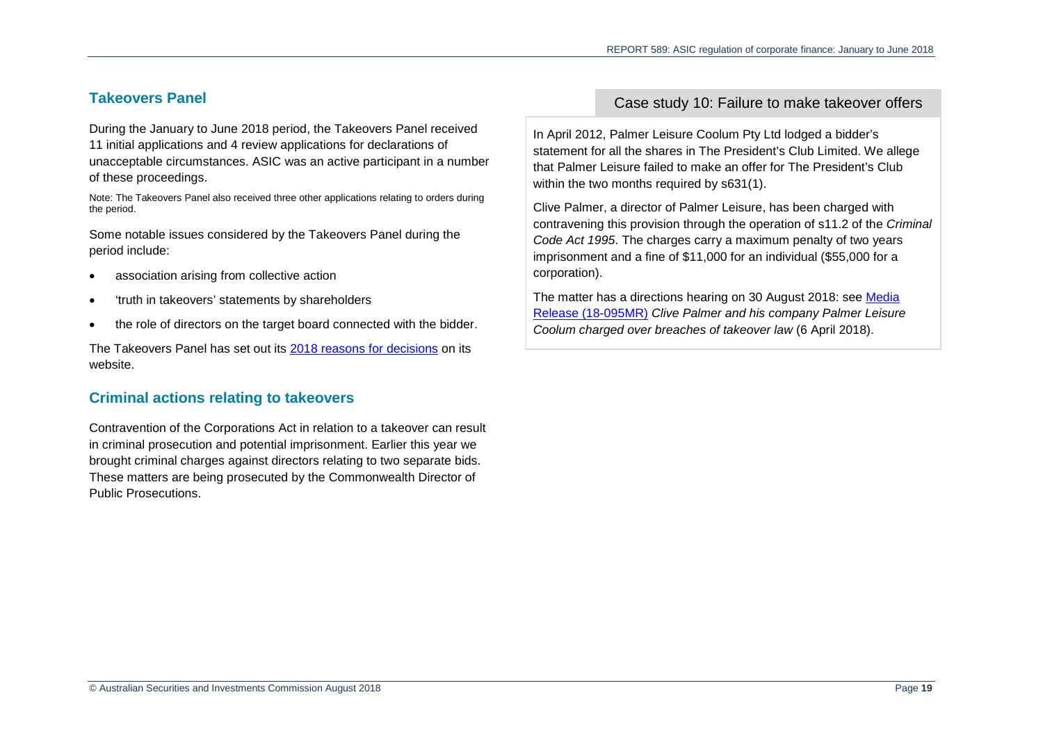## Takeovers Panel

During the January to June 2018 period, the Takeovers Panel received 11 initial applications and 4 review applications for declarations of unacceptable circumstances. ASIC was an active participant in a number of these proceedings.

Note: The Takeovers Panel also received three other applications relating to orders during the period.

Some notable issues considered by the Takeovers Panel during the period include:

- association arising from collective action
- 'truth in takeovers' statements by shareholders
- the role of directors on the target board connected with the bidder.

The Takeovers Panel has set out its 2018 reasons for decisions on its website.

## Criminal actions relating to takeovers

Contravention of the Corporations Act in relation to a takeover can result in criminal prosecution and potential imprisonment. Earlier this year we brought criminal charges against directors relating to two separate bids. These matters are being prosecuted by the Commonwealth Director of Public Prosecutions.

### Case study 10: Failure to make takeover offers

In April 2012, Palmer Leisure Coolum Pty Ltd lodged a bidder's statement for all the shares in The President's Club Limited. We allege that Palmer Leisure failed to make an offer for The President's Club within the two months required by s631(1).

Clive Palmer, a director of Palmer Leisure, has been charged with contravening this provision through the operation of s11.2 of the *Criminal Code Act 1995*. The charges carry a maximum penalty of two years imprisonment and a fine of $11,000 for an individual ($55,000 for a corporation).

The matter has a directions hearing on 30 August 2018: see Media Release (18-095MR) *Clive Palmer and his company Palmer Leisure Coolum charged over breaches of takeover law* (6 April 2018).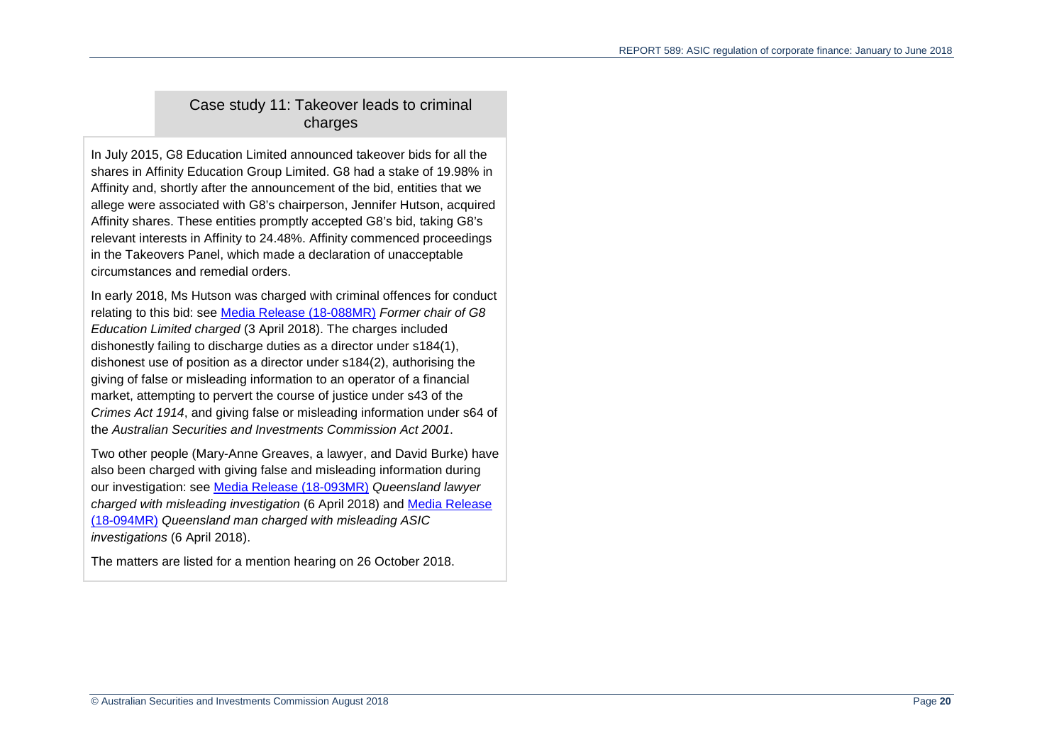### Case study 11: Takeover leads to criminal charges

In July 2015, G8 Education Limited announced takeover bids for all the shares in Affinity Education Group Limited. G8 had a stake of 19.98% in Affinity and, shortly after the announcement of the bid, entities that we allege were associated with G8's chairperson, Jennifer Hutson, acquired Affinity shares. These entities promptly accepted G8's bid, taking G8's relevant interests in Affinity to 24.48%. Affinity commenced proceedings in the Takeovers Panel, which made a declaration of unacceptable circumstances and remedial orders.

In early 2018, Ms Hutson was charged with criminal offences for conduct relating to this bid: see Media Release (18-088MR) *Former chair of G8 Education Limited charged* (3 April 2018). The charges included dishonestly failing to discharge duties as a director under s184(1), dishonest use of position as a director under s184(2), authorising the giving of false or misleading information to an operator of a financial market, attempting to pervert the course of justice under s43 of the *Crimes Act 1914*, and giving false or misleading information under s64 of the *Australian Securities and Investments Commission Act 2001*.

Two other people (Mary-Anne Greaves, a lawyer, and David Burke) have also been charged with giving false and misleading information during our investigation: see Media Release (18-093MR) *Queensland lawyer charged with misleading investigation* (6 April 2018) and Media Release (18-094MR) *Queensland man charged with misleading ASIC investigations* (6 April 2018).

The matters are listed for a mention hearing on 26 October 2018.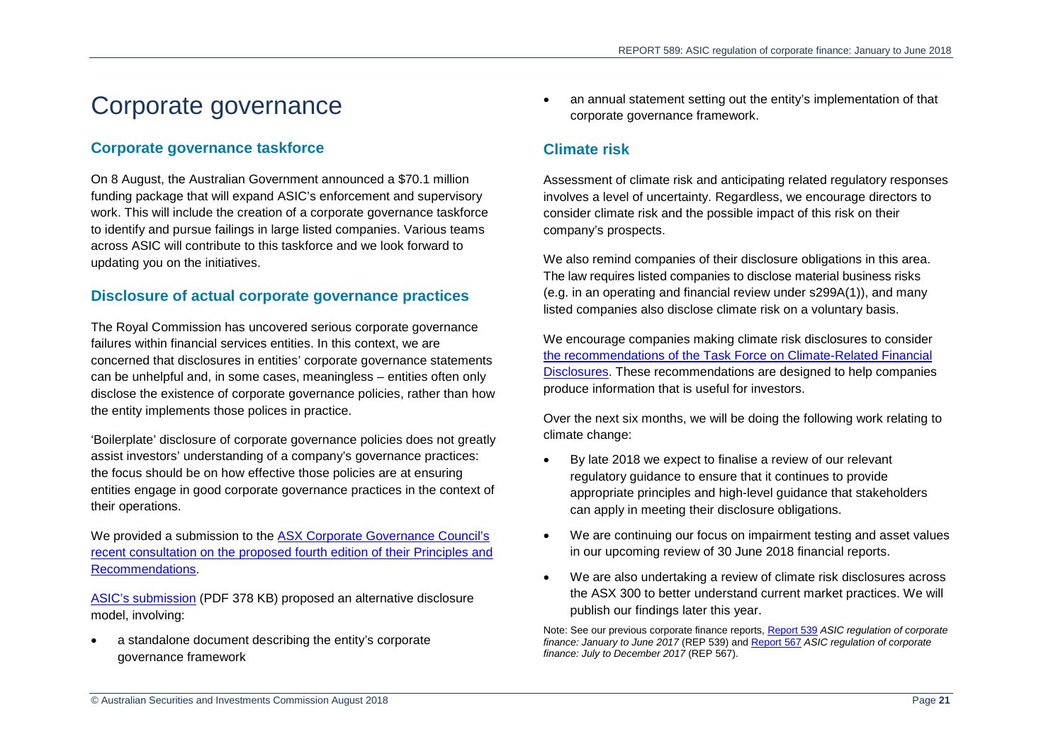# Corporate governance

## Corporate governance taskforce

On 8 August, the Australian Government announced a $70.1 million funding package that will expand ASIC's enforcement and supervisory work. This will include the creation of a corporate governance taskforce to identify and pursue failings in large listed companies. Various teams across ASIC will contribute to this taskforce and we look forward to updating you on the initiatives.

## Disclosure of actual corporate governance practices

The Royal Commission has uncovered serious corporate governance failures within financial services entities. In this context, we are concerned that disclosures in entities' corporate governance statements can be unhelpful and, in some cases, meaningless – entities often only disclose the existence of corporate governance policies, rather than how the entity implements those polices in practice.

'Boilerplate' disclosure of corporate governance policies does not greatly assist investors' understanding of a company's governance practices: the focus should be on how effective those policies are at ensuring entities engage in good corporate governance practices in the context of their operations.

We provided a submission to the ASX Corporate Governance Council's recent consultation on the proposed fourth edition of their Principles and Recommendations.

ASIC's submission (PDF 378 KB) proposed an alternative disclosure model, involving:

- a standalone document describing the entity's corporate governance framework
- an annual statement setting out the entity's implementation of that corporate governance framework.

## Climate risk

Assessment of climate risk and anticipating related regulatory responses involves a level of uncertainty. Regardless, we encourage directors to consider climate risk and the possible impact of this risk on their company's prospects.

We also remind companies of their disclosure obligations in this area. The law requires listed companies to disclose material business risks (e.g. in an operating and financial review under s299A(1)), and many listed companies also disclose climate risk on a voluntary basis.

We encourage companies making climate risk disclosures to consider the recommendations of the Task Force on Climate-Related Financial Disclosures. These recommendations are designed to help companies produce information that is useful for investors.

Over the next six months, we will be doing the following work relating to climate change:

- By late 2018 we expect to finalise a review of our relevant regulatory guidance to ensure that it continues to provide appropriate principles and high-level guidance that stakeholders can apply in meeting their disclosure obligations.
- We are continuing our focus on impairment testing and asset values in our upcoming review of 30 June 2018 financial reports.
- We are also undertaking a review of climate risk disclosures across the ASX 300 to better understand current market practices. We will publish our findings later this year.

Note: See our previous corporate finance reports, Report 539 *ASIC regulation of corporate finance: January to June 2017* (REP 539) and Report 567 *ASIC regulation of corporate finance: July to December 2017* (REP 567).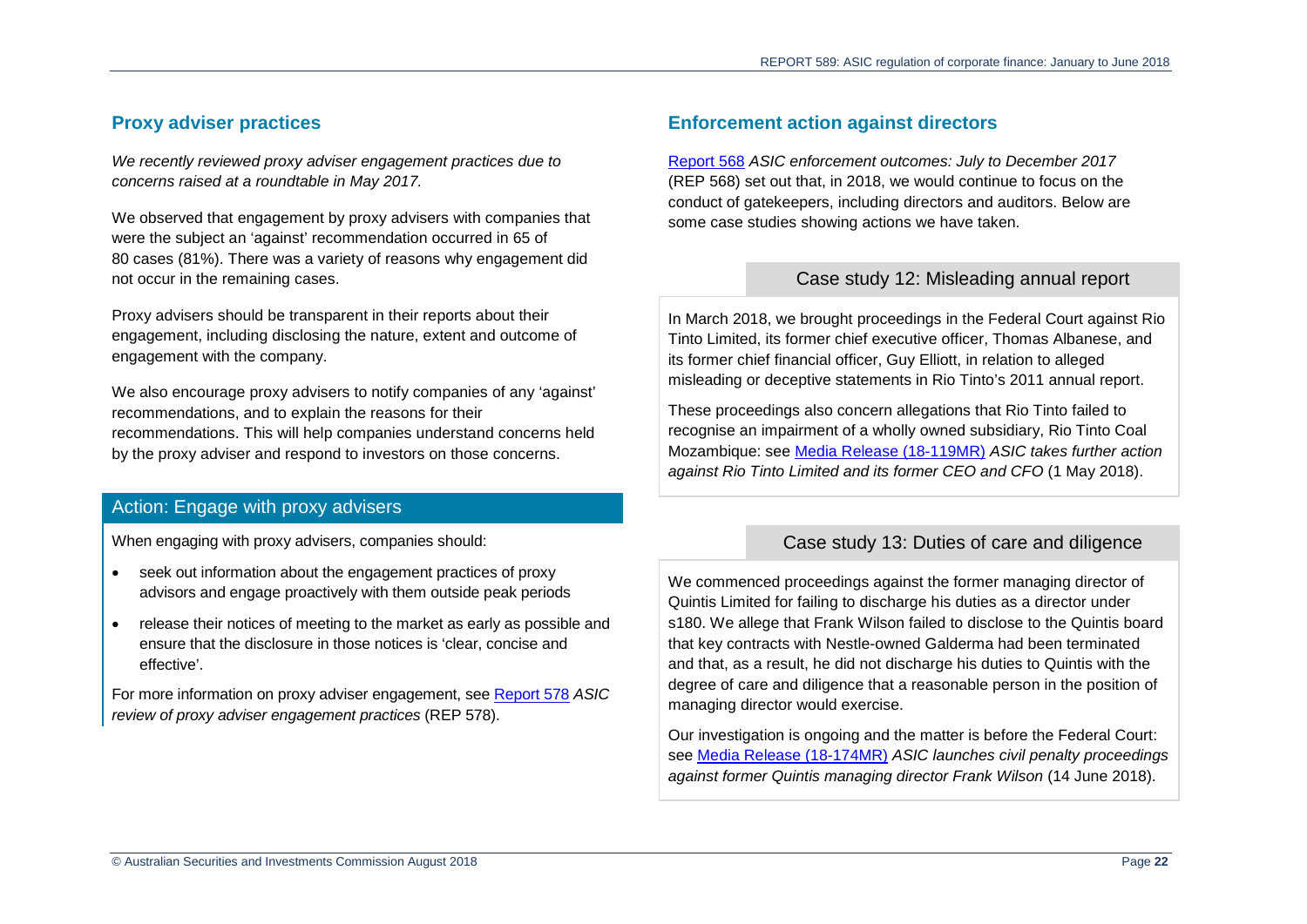## Proxy adviser practices

*We recently reviewed proxy adviser engagement practices due to concerns raised at a roundtable in May 2017.*

We observed that engagement by proxy advisers with companies that were the subject an 'against' recommendation occurred in 65 of 80 cases (81%). There was a variety of reasons why engagement did not occur in the remaining cases.

Proxy advisers should be transparent in their reports about their engagement, including disclosing the nature, extent and outcome of engagement with the company.

We also encourage proxy advisers to notify companies of any 'against' recommendations, and to explain the reasons for their recommendations. This will help companies understand concerns held by the proxy adviser and respond to investors on those concerns.

### Action: Engage with proxy advisers

When engaging with proxy advisers, companies should:

- seek out information about the engagement practices of proxy advisors and engage proactively with them outside peak periods
- release their notices of meeting to the market as early as possible and ensure that the disclosure in those notices is 'clear, concise and effective'.

For more information on proxy adviser engagement, see Report 578 *ASIC review of proxy adviser engagement practices* (REP 578).

## Enforcement action against directors

Report 568 *ASIC enforcement outcomes: July to December 2017* (REP 568) set out that, in 2018, we would continue to focus on the conduct of gatekeepers, including directors and auditors. Below are some case studies showing actions we have taken.

### Case study 12: Misleading annual report

In March 2018, we brought proceedings in the Federal Court against Rio Tinto Limited, its former chief executive officer, Thomas Albanese, and its former chief financial officer, Guy Elliott, in relation to alleged misleading or deceptive statements in Rio Tinto's 2011 annual report.

These proceedings also concern allegations that Rio Tinto failed to recognise an impairment of a wholly owned subsidiary, Rio Tinto Coal Mozambique: see Media Release (18-119MR) *ASIC takes further action against Rio Tinto Limited and its former CEO and CFO* (1 May 2018).

### Case study 13: Duties of care and diligence

We commenced proceedings against the former managing director of Quintis Limited for failing to discharge his duties as a director under s180. We allege that Frank Wilson failed to disclose to the Quintis board that key contracts with Nestle-owned Galderma had been terminated and that, as a result, he did not discharge his duties to Quintis with the degree of care and diligence that a reasonable person in the position of managing director would exercise.

Our investigation is ongoing and the matter is before the Federal Court: see Media Release (18-174MR) *ASIC launches civil penalty proceedings against former Quintis managing director Frank Wilson* (14 June 2018).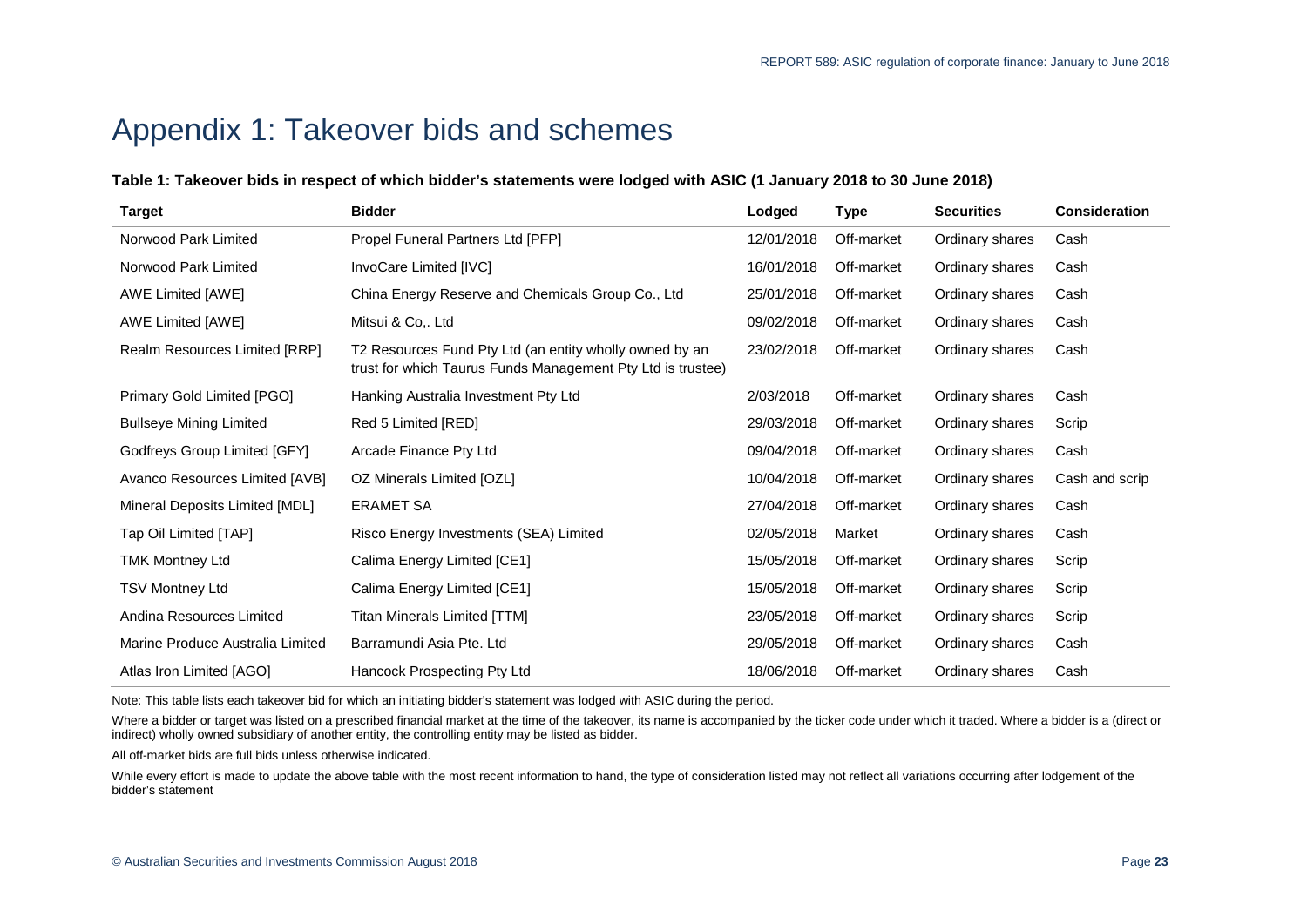# Appendix 1: Takeover bids and schemes

**Table 1: Takeover bids in respect of which bidder's statements were lodged with ASIC (1 January 2018 to 30 June 2018)**

| Target | Bidder | Lodged | Type | Securities | Consideration |
|---|---|---|---|---|---|
| Norwood Park Limited | Propel Funeral Partners Ltd [PFP] | 12/01/2018 | Off-market | Ordinary shares | Cash |
| Norwood Park Limited | InvoCare Limited [IVC] | 16/01/2018 | Off-market | Ordinary shares | Cash |
| AWE Limited [AWE] | China Energy Reserve and Chemicals Group Co., Ltd | 25/01/2018 | Off-market | Ordinary shares | Cash |
| AWE Limited [AWE] | Mitsui & Co,. Ltd | 09/02/2018 | Off-market | Ordinary shares | Cash |
| Realm Resources Limited [RRP] | T2 Resources Fund Pty Ltd (an entity wholly owned by an trust for which Taurus Funds Management Pty Ltd is trustee) | 23/02/2018 | Off-market | Ordinary shares | Cash |
| Primary Gold Limited [PGO] | Hanking Australia Investment Pty Ltd | 2/03/2018 | Off-market | Ordinary shares | Cash |
| Bullseye Mining Limited | Red 5 Limited [RED] | 29/03/2018 | Off-market | Ordinary shares | Scrip |
| Godfreys Group Limited [GFY] | Arcade Finance Pty Ltd | 09/04/2018 | Off-market | Ordinary shares | Cash |
| Avanco Resources Limited [AVB] | OZ Minerals Limited [OZL] | 10/04/2018 | Off-market | Ordinary shares | Cash and scrip |
| Mineral Deposits Limited [MDL] | ERAMET SA | 27/04/2018 | Off-market | Ordinary shares | Cash |
| Tap Oil Limited [TAP] | Risco Energy Investments (SEA) Limited | 02/05/2018 | Market | Ordinary shares | Cash |
| TMK Montney Ltd | Calima Energy Limited [CE1] | 15/05/2018 | Off-market | Ordinary shares | Scrip |
| TSV Montney Ltd | Calima Energy Limited [CE1] | 15/05/2018 | Off-market | Ordinary shares | Scrip |
| Andina Resources Limited | Titan Minerals Limited [TTM] | 23/05/2018 | Off-market | Ordinary shares | Scrip |
| Marine Produce Australia Limited | Barramundi Asia Pte. Ltd | 29/05/2018 | Off-market | Ordinary shares | Cash |
| Atlas Iron Limited [AGO] | Hancock Prospecting Pty Ltd | 18/06/2018 | Off-market | Ordinary shares | Cash |

Note: This table lists each takeover bid for which an initiating bidder's statement was lodged with ASIC during the period.

Where a bidder or target was listed on a prescribed financial market at the time of the takeover, its name is accompanied by the ticker code under which it traded. Where a bidder is a (direct or indirect) wholly owned subsidiary of another entity, the controlling entity may be listed as bidder.

All off-market bids are full bids unless otherwise indicated.

While every effort is made to update the above table with the most recent information to hand, the type of consideration listed may not reflect all variations occurring after lodgement of the bidder's statement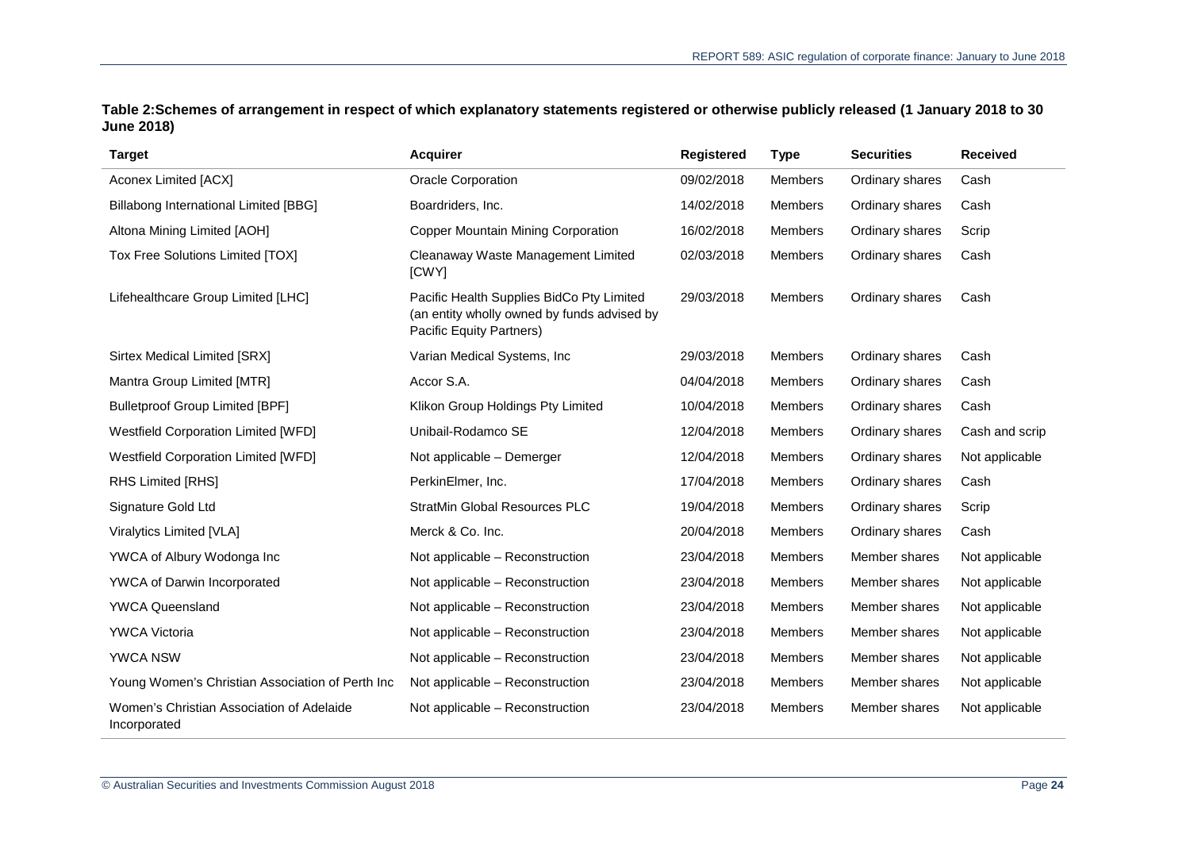**Table 2:Schemes of arrangement in respect of which explanatory statements registered or otherwise publicly released (1 January 2018 to 30 June 2018)**

| Target | Acquirer | Registered | Type | Securities | Received |
|---|---|---|---|---|---|
| Aconex Limited [ACX] | Oracle Corporation | 09/02/2018 | Members | Ordinary shares | Cash |
| Billabong International Limited [BBG] | Boardriders, Inc. | 14/02/2018 | Members | Ordinary shares | Cash |
| Altona Mining Limited [AOH] | Copper Mountain Mining Corporation | 16/02/2018 | Members | Ordinary shares | Scrip |
| Tox Free Solutions Limited [TOX] | Cleanaway Waste Management Limited [CWY] | 02/03/2018 | Members | Ordinary shares | Cash |
| Lifehealthcare Group Limited [LHC] | Pacific Health Supplies BidCo Pty Limited (an entity wholly owned by funds advised by Pacific Equity Partners) | 29/03/2018 | Members | Ordinary shares | Cash |
| Sirtex Medical Limited [SRX] | Varian Medical Systems, Inc | 29/03/2018 | Members | Ordinary shares | Cash |
| Mantra Group Limited [MTR] | Accor S.A. | 04/04/2018 | Members | Ordinary shares | Cash |
| Bulletproof Group Limited [BPF] | Klikon Group Holdings Pty Limited | 10/04/2018 | Members | Ordinary shares | Cash |
| Westfield Corporation Limited [WFD] | Unibail-Rodamco SE | 12/04/2018 | Members | Ordinary shares | Cash and scrip |
| Westfield Corporation Limited [WFD] | Not applicable – Demerger | 12/04/2018 | Members | Ordinary shares | Not applicable |
| RHS Limited [RHS] | PerkinElmer, Inc. | 17/04/2018 | Members | Ordinary shares | Cash |
| Signature Gold Ltd | StratMin Global Resources PLC | 19/04/2018 | Members | Ordinary shares | Scrip |
| Viralytics Limited [VLA] | Merck & Co. Inc. | 20/04/2018 | Members | Ordinary shares | Cash |
| YWCA of Albury Wodonga Inc | Not applicable – Reconstruction | 23/04/2018 | Members | Member shares | Not applicable |
| YWCA of Darwin Incorporated | Not applicable – Reconstruction | 23/04/2018 | Members | Member shares | Not applicable |
| YWCA Queensland | Not applicable – Reconstruction | 23/04/2018 | Members | Member shares | Not applicable |
| YWCA Victoria | Not applicable – Reconstruction | 23/04/2018 | Members | Member shares | Not applicable |
| YWCA NSW | Not applicable – Reconstruction | 23/04/2018 | Members | Member shares | Not applicable |
| Young Women's Christian Association of Perth Inc | Not applicable – Reconstruction | 23/04/2018 | Members | Member shares | Not applicable |
| Women's Christian Association of Adelaide Incorporated | Not applicable – Reconstruction | 23/04/2018 | Members | Member shares | Not applicable |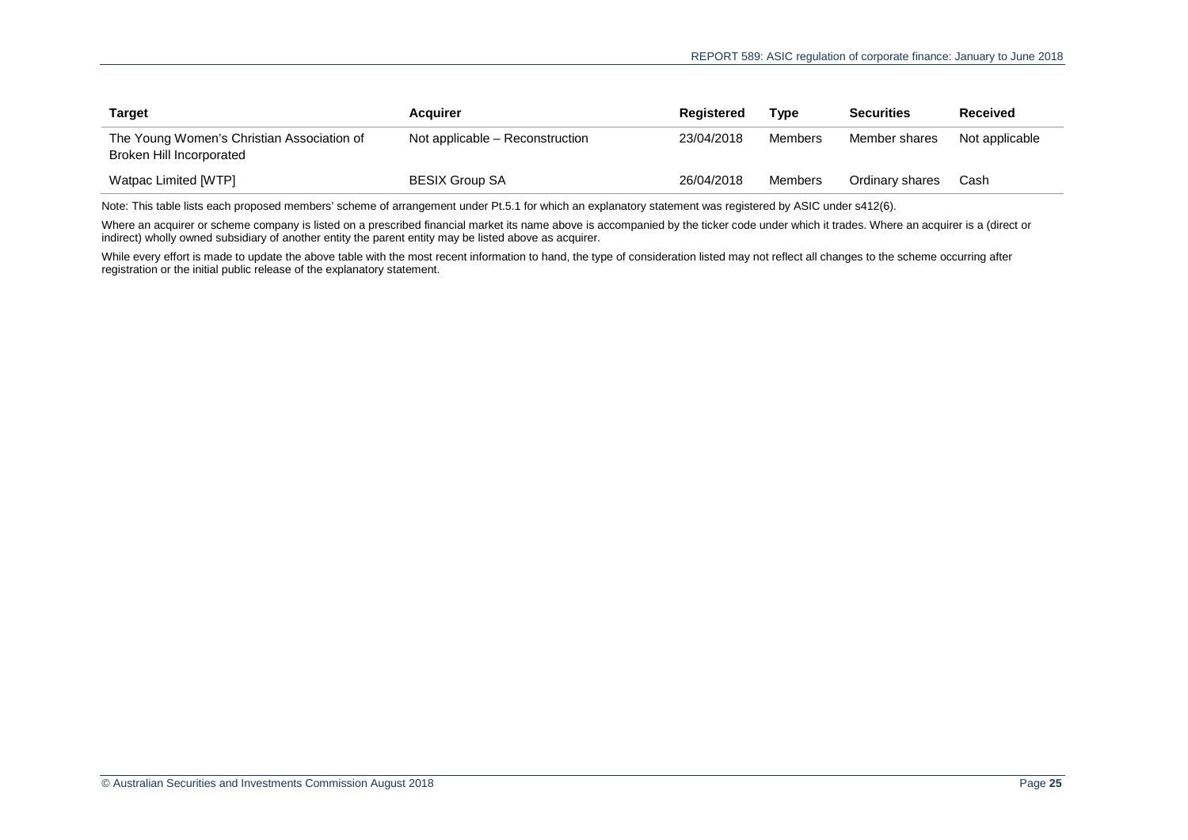| Target | Acquirer | Registered | Type | Securities | Received |
|---|---|---|---|---|---|
| The Young Women's Christian Association of Broken Hill Incorporated | Not applicable – Reconstruction | 23/04/2018 | Members | Member shares | Not applicable |
| Watpac Limited [WTP] | BESIX Group SA | 26/04/2018 | Members | Ordinary shares | Cash |

Note: This table lists each proposed members' scheme of arrangement under Pt.5.1 for which an explanatory statement was registered by ASIC under s412(6).

Where an acquirer or scheme company is listed on a prescribed financial market its name above is accompanied by the ticker code under which it trades. Where an acquirer is a (direct or indirect) wholly owned subsidiary of another entity the parent entity may be listed above as acquirer.

While every effort is made to update the above table with the most recent information to hand, the type of consideration listed may not reflect all changes to the scheme occurring after registration or the initial public release of the explanatory statement.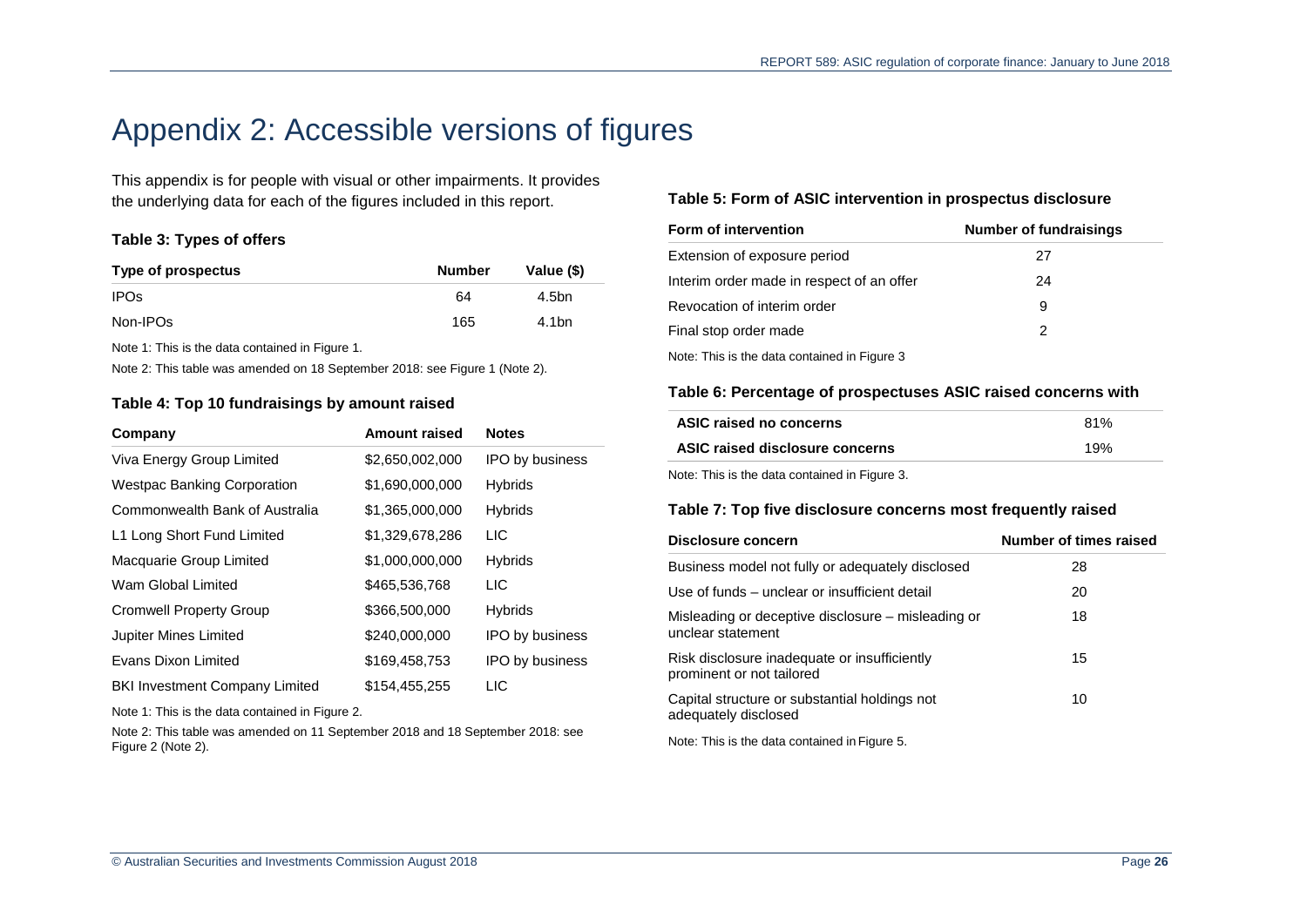# Appendix 2: Accessible versions of figures

This appendix is for people with visual or other impairments. It provides the underlying data for each of the figures included in this report.

### Table 3: Types of offers

| Type of prospectus | Number | Value ($) |
|---|---|---|
| IPOs | 64 | 4.5bn |
| Non-IPOs | 165 | 4.1bn |

Note 1: This is the data contained in Figure 1.

Note 2: This table was amended on 18 September 2018: see Figure 1 (Note 2).

### Table 4: Top 10 fundraisings by amount raised

| Company | Amount raised | Notes |
|---|---|---|
| Viva Energy Group Limited | $2,650,002,000 | IPO by business |
| Westpac Banking Corporation | $1,690,000,000 | Hybrids |
| Commonwealth Bank of Australia | $1,365,000,000 | Hybrids |
| L1 Long Short Fund Limited | $1,329,678,286 | LIC |
| Macquarie Group Limited | $1,000,000,000 | Hybrids |
| Wam Global Limited | $465,536,768 | LIC |
| Cromwell Property Group | $366,500,000 | Hybrids |
| Jupiter Mines Limited | $240,000,000 | IPO by business |
| Evans Dixon Limited | $169,458,753 | IPO by business |
| BKI Investment Company Limited | $154,455,255 | LIC |

Note 1: This is the data contained in Figure 2.

Note 2: This table was amended on 11 September 2018 and 18 September 2018: see Figure 2 (Note 2).

### Table 5: Form of ASIC intervention in prospectus disclosure

| Form of intervention | Number of fundraisings |
|---|---|
| Extension of exposure period | 27 |
| Interim order made in respect of an offer | 24 |
| Revocation of interim order | 9 |
| Final stop order made | 2 |

Note: This is the data contained in Figure 3

### Table 6: Percentage of prospectuses ASIC raised concerns with

| | |
|---|---|
| **ASIC raised no concerns** | 81% |
| **ASIC raised disclosure concerns** | 19% |

Note: This is the data contained in Figure 3.

### Table 7: Top five disclosure concerns most frequently raised

| Disclosure concern | Number of times raised |
|---|---|
| Business model not fully or adequately disclosed | 28 |
| Use of funds – unclear or insufficient detail | 20 |
| Misleading or deceptive disclosure – misleading or unclear statement | 18 |
| Risk disclosure inadequate or insufficiently prominent or not tailored | 15 |
| Capital structure or substantial holdings not adequately disclosed | 10 |

Note: This is the data contained in Figure 5.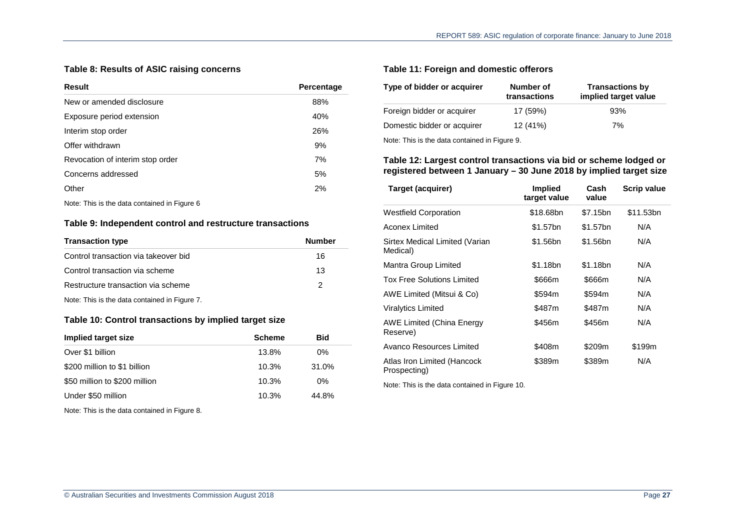### Table 8: Results of ASIC raising concerns

| Result | Percentage |
|---|---|
| New or amended disclosure | 88% |
| Exposure period extension | 40% |
| Interim stop order | 26% |
| Offer withdrawn | 9% |
| Revocation of interim stop order | 7% |
| Concerns addressed | 5% |
| Other | 2% |

Note: This is the data contained in Figure 6

### Table 9: Independent control and restructure transactions

| Transaction type | Number |
|---|---|
| Control transaction via takeover bid | 16 |
| Control transaction via scheme | 13 |
| Restructure transaction via scheme | 2 |

Note: This is the data contained in Figure 7.

### Table 10: Control transactions by implied target size

| Implied target size | Scheme | Bid |
|---|---|---|
| Over $1 billion | 13.8% | 0% |
| $200 million to $1 billion | 10.3% | 31.0% |
| $50 million to $200 million | 10.3% | 0% |
| Under $50 million | 10.3% | 44.8% |

Note: This is the data contained in Figure 8.

### Table 11: Foreign and domestic offerors

| Type of bidder or acquirer | Number of transactions | Transactions by implied target value |
|---|---|---|
| Foreign bidder or acquirer | 17 (59%) | 93% |
| Domestic bidder or acquirer | 12 (41%) | 7% |

Note: This is the data contained in Figure 9.

### Table 12: Largest control transactions via bid or scheme lodged or registered between 1 January – 30 June 2018 by implied target size

| Target (acquirer) | Implied target value | Cash value | Scrip value |
|---|---|---|---|
| Westfield Corporation | $18.68bn | $7.15bn | $11.53bn |
| Aconex Limited | $1.57bn | $1.57bn | N/A |
| Sirtex Medical Limited (Varian Medical) | $1.56bn | $1.56bn | N/A |
| Mantra Group Limited | $1.18bn | $1.18bn | N/A |
| Tox Free Solutions Limited | $666m | $666m | N/A |
| AWE Limited (Mitsui & Co) | $594m | $594m | N/A |
| Viralytics Limited | $487m | $487m | N/A |
| AWE Limited (China Energy Reserve) | $456m | $456m | N/A |
| Avanco Resources Limited | $408m | $209m | $199m |
| Atlas Iron Limited (Hancock Prospecting) | $389m | $389m | N/A |

Note: This is the data contained in Figure 10.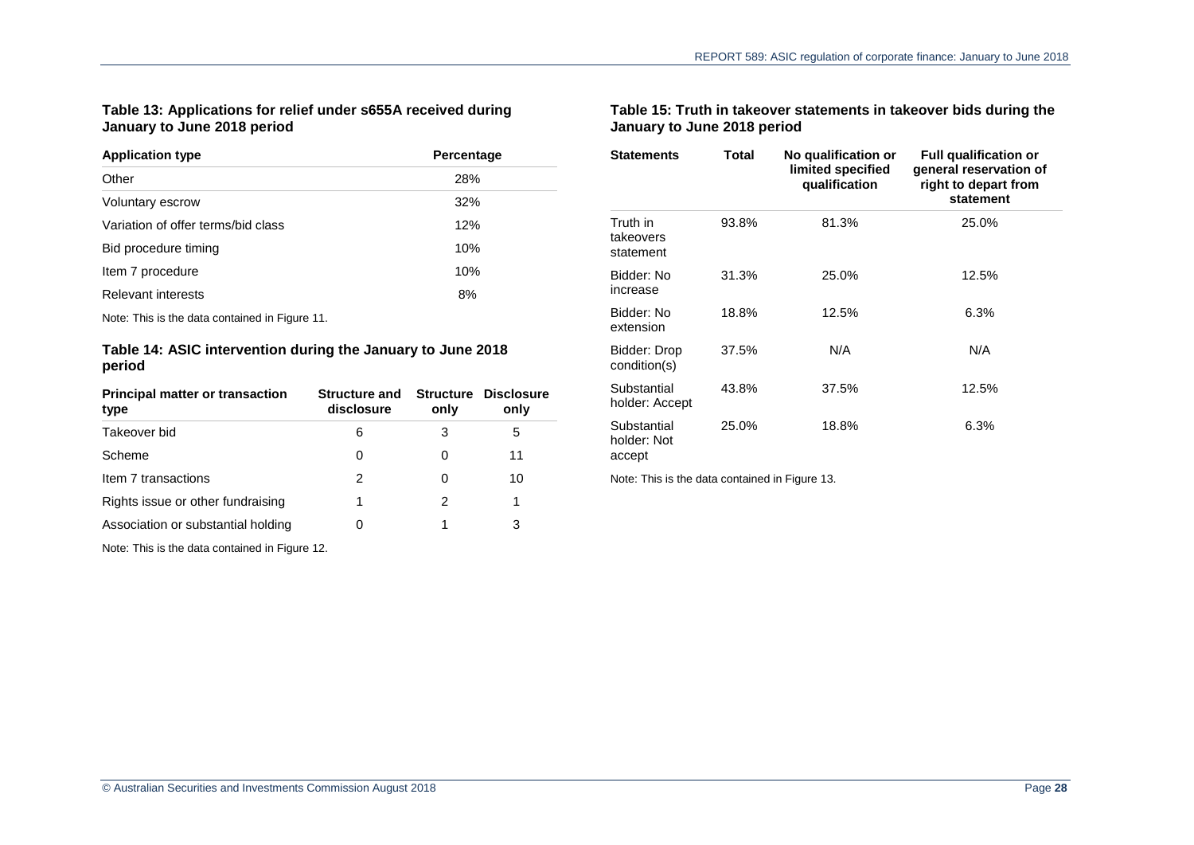### Table 13: Applications for relief under s655A received during January to June 2018 period

| Application type | Percentage |
|---|---|
| Other | 28% |
| Voluntary escrow | 32% |
| Variation of offer terms/bid class | 12% |
| Bid procedure timing | 10% |
| Item 7 procedure | 10% |
| Relevant interests | 8% |

Note: This is the data contained in Figure 11.

### Table 14: ASIC intervention during the January to June 2018 period

| Principal matter or transaction type | Structure and disclosure | Structure only | Disclosure only |
|---|---|---|---|
| Takeover bid | 6 | 3 | 5 |
| Scheme | 0 | 0 | 11 |
| Item 7 transactions | 2 | 0 | 10 |
| Rights issue or other fundraising | 1 | 2 | 1 |
| Association or substantial holding | 0 | 1 | 3 |

Note: This is the data contained in Figure 12.

### Table 15: Truth in takeover statements in takeover bids during the January to June 2018 period

| Statements | Total | No qualification or limited specified qualification | Full qualification or general reservation of right to depart from statement |
|---|---|---|---|
| Truth in takeovers statement | 93.8% | 81.3% | 25.0% |
| Bidder: No increase | 31.3% | 25.0% | 12.5% |
| Bidder: No extension | 18.8% | 12.5% | 6.3% |
| Bidder: Drop condition(s) | 37.5% | N/A | N/A |
| Substantial holder: Accept | 43.8% | 37.5% | 12.5% |
| Substantial holder: Not accept | 25.0% | 18.8% | 6.3% |

Note: This is the data contained in Figure 13.